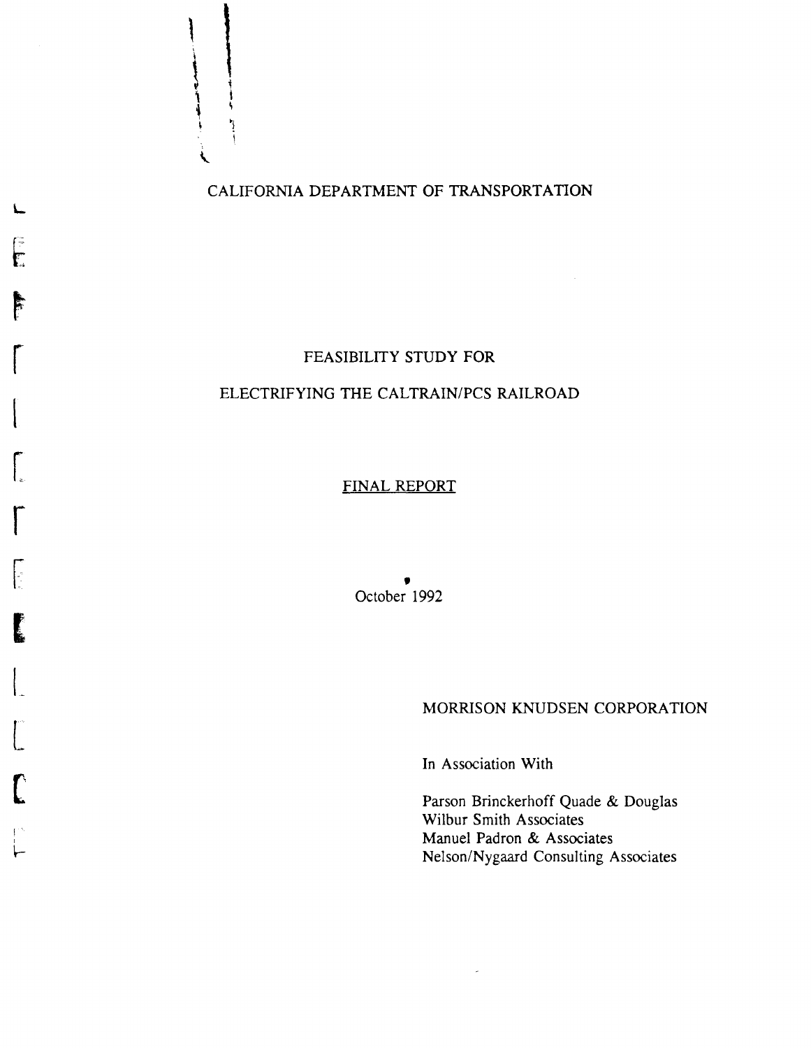CALIFORNIA DEPARTMENT OF TRANSPORTATION

# FEASIBILITY STUDY FOR ELECTRIFYING THE CALTRAIN/PCS RAILROAD

FINAL REPORT

October 1992

MORRISON KNUDSEN CORPORATION

In Association With

Parson Brinckerhoff Quade & Douglas  
Wilbur Smith Associates  
Manuel Padron & Associates  
Nelson/Nygaard Consulting Associates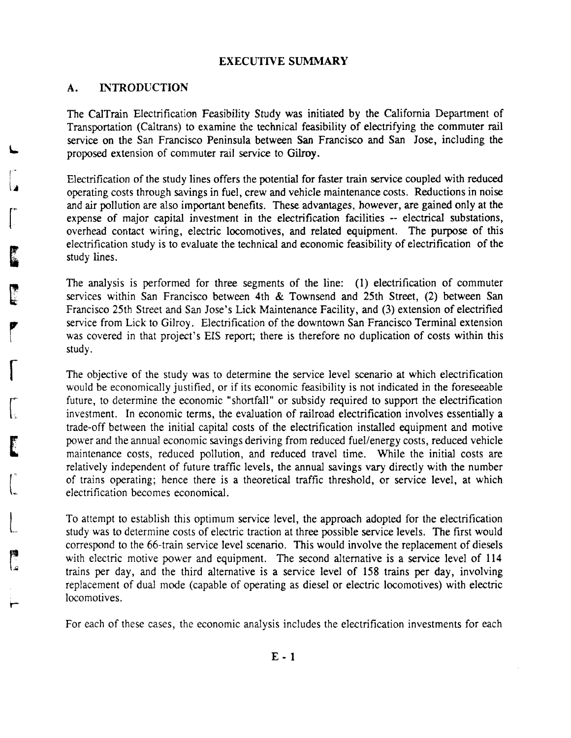# EXECUTIVE SUMMARY

## A. INTRODUCTION

The CalTrain Electrification Feasibility Study was initiated by the California Department of Transportation (Caltrans) to examine the technical feasibility of electrifying the commuter rail service on the San Francisco Peninsula between San Francisco and San Jose, including the proposed extension of commuter rail service to Gilroy.

Electrification of the study lines offers the potential for faster train service coupled with reduced operating costs through savings in fuel, crew and vehicle maintenance costs. Reductions in noise and air pollution are also important benefits. These advantages, however, are gained only at the expense of major capital investment in the electrification facilities -- electrical substations, overhead contact wiring, electric locomotives, and related equipment. The purpose of this electrification study is to evaluate the technical and economic feasibility of electrification of the study lines.

The analysis is performed for three segments of the line: (1) electrification of commuter services within San Francisco between 4th & Townsend and 25th Street, (2) between San Francisco 25th Street and San Jose's Lick Maintenance Facility, and (3) extension of electrified service from Lick to Gilroy. Electrification of the downtown San Francisco Terminal extension was covered in that project's EIS report; there is therefore no duplication of costs within this study.

The objective of the study was to determine the service level scenario at which electrification would be economically justified, or if its economic feasibility is not indicated in the foreseeable future, to determine the economic "shortfall" or subsidy required to support the electrification investment. In economic terms, the evaluation of railroad electrification involves essentially a trade-off between the initial capital costs of the electrification installed equipment and motive power and the annual economic savings deriving from reduced fuel/energy costs, reduced vehicle maintenance costs, reduced pollution, and reduced travel time. While the initial costs are relatively independent of future traffic levels, the annual savings vary directly with the number of trains operating; hence there is a theoretical traffic threshold, or service level, at which electrification becomes economical.

To attempt to establish this optimum service level, the approach adopted for the electrification study was to determine costs of electric traction at three possible service levels. The first would correspond to the 66-train service level scenario. This would involve the replacement of diesels with electric motive power and equipment. The second alternative is a service level of 114 trains per day, and the third alternative is a service level of 158 trains per day, involving replacement of dual mode (capable of operating as diesel or electric locomotives) with electric locomotives.

For each of these cases, the economic analysis includes the electrification investments for each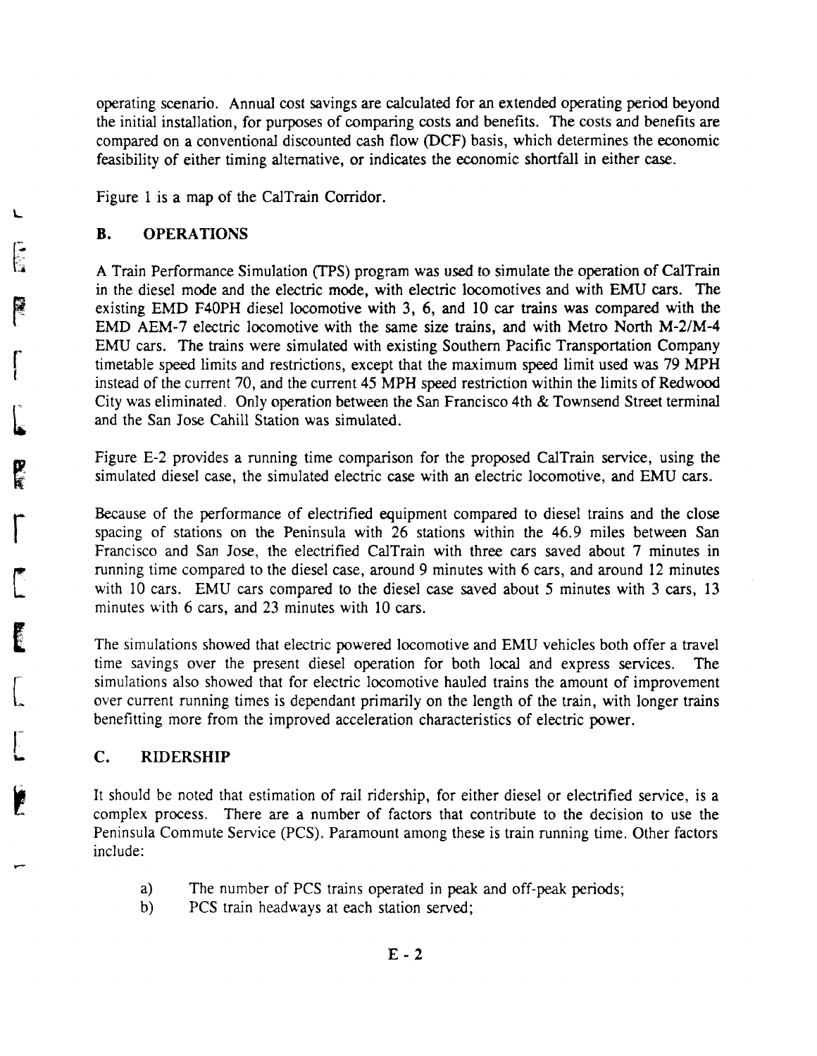operating scenario. Annual cost savings are calculated for an extended operating period beyond the initial installation, for purposes of comparing costs and benefits. The costs and benefits are compared on a conventional discounted cash flow (DCF) basis, which determines the economic feasibility of either timing alternative, or indicates the economic shortfall in either case.

Figure 1 is a map of the CalTrain Corridor.

## B. OPERATIONS

A Train Performance Simulation (TPS) program was used to simulate the operation of CalTrain in the diesel mode and the electric mode, with electric locomotives and with EMU cars. The existing EMD F40PH diesel locomotive with 3, 6, and 10 car trains was compared with the EMD AEM-7 electric locomotive with the same size trains, and with Metro North M-2/M-4 EMU cars. The trains were simulated with existing Southern Pacific Transportation Company timetable speed limits and restrictions, except that the maximum speed limit used was 79 MPH instead of the current 70, and the current 45 MPH speed restriction within the limits of Redwood City was eliminated. Only operation between the San Francisco 4th & Townsend Street terminal and the San Jose Cahill Station was simulated.

Figure E-2 provides a running time comparison for the proposed CalTrain service, using the simulated diesel case, the simulated electric case with an electric locomotive, and EMU cars.

Because of the performance of electrified equipment compared to diesel trains and the close spacing of stations on the Peninsula with 26 stations within the 46.9 miles between San Francisco and San Jose, the electrified CalTrain with three cars saved about 7 minutes in running time compared to the diesel case, around 9 minutes with 6 cars, and around 12 minutes with 10 cars. EMU cars compared to the diesel case saved about 5 minutes with 3 cars, 13 minutes with 6 cars, and 23 minutes with 10 cars.

The simulations showed that electric powered locomotive and EMU vehicles both offer a travel time savings over the present diesel operation for both local and express services. The simulations also showed that for electric locomotive hauled trains the amount of improvement over current running times is dependant primarily on the length of the train, with longer trains benefitting more from the improved acceleration characteristics of electric power.

## C. RIDERSHIP

It should be noted that estimation of rail ridership, for either diesel or electrified service, is a complex process. There are a number of factors that contribute to the decision to use the Peninsula Commute Service (PCS). Paramount among these is train running time. Other factors include:

a) The number of PCS trains operated in peak and off-peak periods;
b) PCS train headways at each station served;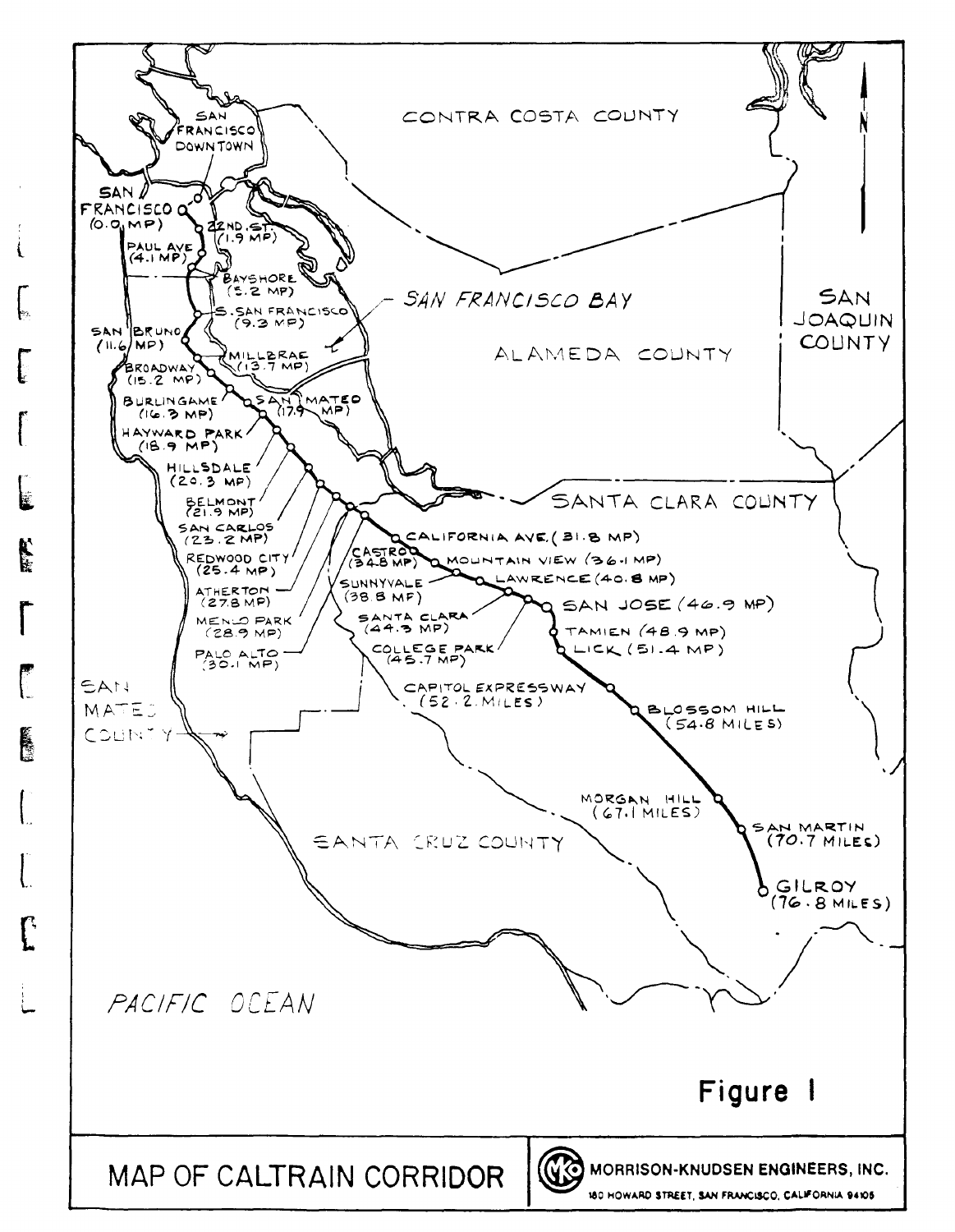CONTRA COSTA COUNTY

SAN FRANCISCO DOWNTOWN

SAN FRANCISCO (0.0 MP)

22ND. ST. (1.9 MP)

PAUL AVE (4.1 MP)

BAYSHORE (5.2 MP)

S. SAN FRANCISCO (9.3 MP)

SAN BRUNO (11.6 MP)

MILLBRAE (13.7 MP)

BROADWAY (15.2 MP)

BURLINGAME (16.3 MP)

SAN MATEO (17.9 MP)

HAYWARD PARK (18.9 MP)

HILLSDALE (20.3 MP)

BELMONT (21.9 MP)

SAN CARLOS (23.2 MP)

REDWOOD CITY (25.4 MP)

ATHERTON (27.8 MP)

MENLO PARK (28.9 MP)

PALO ALTO (30.1 MP)

CALIFORNIA AVE. (31.8 MP)

CASTRO (34.8 MP)

MOUNTAIN VIEW (36.1 MP)

SUNNYVALE (38.8 MP)

LAWRENCE (40.8 MP)

SANTA CLARA (44.3 MP)

COLLEGE PARK (45.7 MP)

SAN JOSE (46.9 MP)

TAMIEN (48.9 MP)

LICK (51.4 MP)

CAPITOL EXPRESSWAY (52.2 MILES)

BLOSSOM HILL (54.8 MILES)

MORGAN HILL (67.1 MILES)

SAN MARTIN (70.7 MILES)

GILROY (76.8 MILES)

SAN FRANCISCO BAY

ALAMEDA COUNTY

SAN JOAQUIN COUNTY

SANTA CLARA COUNTY

SAN MATEO COUNTY

SANTA CRUZ COUNTY

PACIFIC OCEAN

N

**Figure 1**

MAP OF CALTRAIN CORRIDOR

MORRISON-KNUDSEN ENGINEERS, INC.
180 HOWARD STREET, SAN FRANCISCO, CALIFORNIA 94105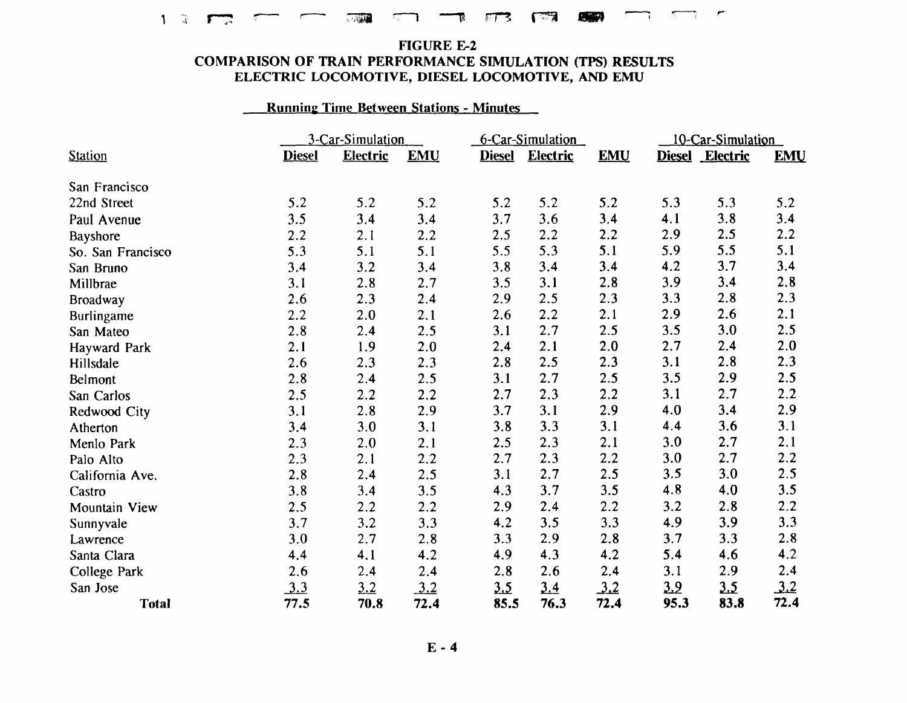## FIGURE E-2
## COMPARISON OF TRAIN PERFORMANCE SIMULATION (TPS) RESULTS
## ELECTRIC LOCOMOTIVE, DIESEL LOCOMOTIVE, AND EMU

**Running Time Between Stations - Minutes**

| | 3-Car-Simulation | | | 6-Car-Simulation | | | 10-Car-Simulation | | |
|---|---|---|---|---|---|---|---|---|---|
| Station | Diesel | Electric | EMU | Diesel | Electric | EMU | Diesel | Electric | EMU |
| San Francisco | | | | | | | | | |
| 22nd Street | 5.2 | 5.2 | 5.2 | 5.2 | 5.2 | 5.2 | 5.3 | 5.3 | 5.2 |
| Paul Avenue | 3.5 | 3.4 | 3.4 | 3.7 | 3.6 | 3.4 | 4.1 | 3.8 | 3.4 |
| Bayshore | 2.2 | 2.1 | 2.2 | 2.5 | 2.2 | 2.2 | 2.9 | 2.5 | 2.2 |
| So. San Francisco | 5.3 | 5.1 | 5.1 | 5.5 | 5.3 | 5.1 | 5.9 | 5.5 | 5.1 |
| San Bruno | 3.4 | 3.2 | 3.4 | 3.8 | 3.4 | 3.4 | 4.2 | 3.7 | 3.4 |
| Millbrae | 3.1 | 2.8 | 2.7 | 3.5 | 3.1 | 2.8 | 3.9 | 3.4 | 2.8 |
| Broadway | 2.6 | 2.3 | 2.4 | 2.9 | 2.5 | 2.3 | 3.3 | 2.8 | 2.3 |
| Burlingame | 2.2 | 2.0 | 2.1 | 2.6 | 2.2 | 2.1 | 2.9 | 2.6 | 2.1 |
| San Mateo | 2.8 | 2.4 | 2.5 | 3.1 | 2.7 | 2.5 | 3.5 | 3.0 | 2.5 |
| Hayward Park | 2.1 | 1.9 | 2.0 | 2.4 | 2.1 | 2.0 | 2.7 | 2.4 | 2.0 |
| Hillsdale | 2.6 | 2.3 | 2.3 | 2.8 | 2.5 | 2.3 | 3.1 | 2.8 | 2.3 |
| Belmont | 2.8 | 2.4 | 2.5 | 3.1 | 2.7 | 2.5 | 3.5 | 2.9 | 2.5 |
| San Carlos | 2.5 | 2.2 | 2.2 | 2.7 | 2.3 | 2.2 | 3.1 | 2.7 | 2.2 |
| Redwood City | 3.1 | 2.8 | 2.9 | 3.7 | 3.1 | 2.9 | 4.0 | 3.4 | 2.9 |
| Atherton | 3.4 | 3.0 | 3.1 | 3.8 | 3.3 | 3.1 | 4.4 | 3.6 | 3.1 |
| Menlo Park | 2.3 | 2.0 | 2.1 | 2.5 | 2.3 | 2.1 | 3.0 | 2.7 | 2.1 |
| Palo Alto | 2.3 | 2.1 | 2.2 | 2.7 | 2.3 | 2.2 | 3.0 | 2.7 | 2.2 |
| California Ave. | 2.8 | 2.4 | 2.5 | 3.1 | 2.7 | 2.5 | 3.5 | 3.0 | 2.5 |
| Castro | 3.8 | 3.4 | 3.5 | 4.3 | 3.7 | 3.5 | 4.8 | 4.0 | 3.5 |
| Mountain View | 2.5 | 2.2 | 2.2 | 2.9 | 2.4 | 2.2 | 3.2 | 2.8 | 2.2 |
| Sunnyvale | 3.7 | 3.2 | 3.3 | 4.2 | 3.5 | 3.3 | 4.9 | 3.9 | 3.3 |
| Lawrence | 3.0 | 2.7 | 2.8 | 3.3 | 2.9 | 2.8 | 3.7 | 3.3 | 2.8 |
| Santa Clara | 4.4 | 4.1 | 4.2 | 4.9 | 4.3 | 4.2 | 5.4 | 4.6 | 4.2 |
| College Park | 2.6 | 2.4 | 2.4 | 2.8 | 2.6 | 2.4 | 3.1 | 2.9 | 2.4 |
| San Jose | 3.3 | 3.2 | 3.2 | 3.5 | 3.4 | 3.2 | 3.9 | 3.5 | 3.2 |
| **Total** | **77.5** | **70.8** | **72.4** | **85.5** | **76.3** | **72.4** | **95.3** | **83.8** | **72.4** |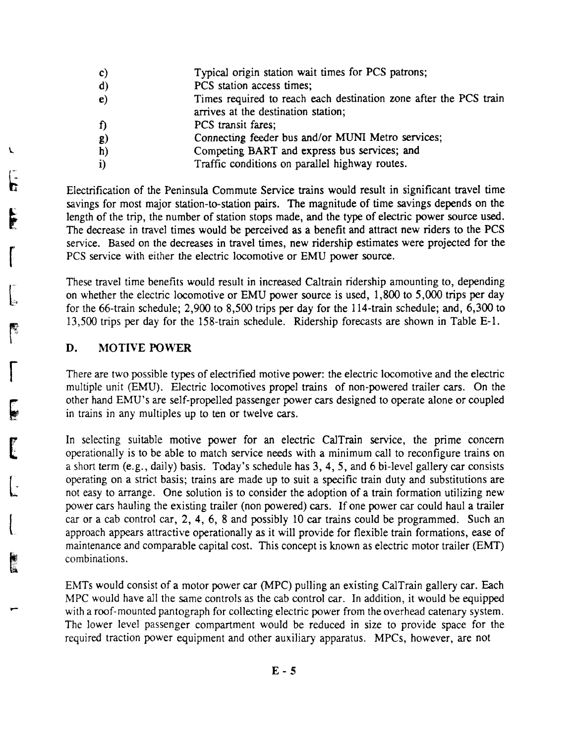c) Typical origin station wait times for PCS patrons;
d) PCS station access times;
e) Times required to reach each destination zone after the PCS train arrives at the destination station;
f) PCS transit fares;
g) Connecting feeder bus and/or MUNI Metro services;
h) Competing BART and express bus services; and
i) Traffic conditions on parallel highway routes.

Electrification of the Peninsula Commute Service trains would result in significant travel time savings for most major station-to-station pairs. The magnitude of time savings depends on the length of the trip, the number of station stops made, and the type of electric power source used. The decrease in travel times would be perceived as a benefit and attract new riders to the PCS service. Based on the decreases in travel times, new ridership estimates were projected for the PCS service with either the electric locomotive or EMU power source.

These travel time benefits would result in increased Caltrain ridership amounting to, depending on whether the electric locomotive or EMU power source is used, 1,800 to 5,000 trips per day for the 66-train schedule; 2,900 to 8,500 trips per day for the 114-train schedule; and, 6,300 to 13,500 trips per day for the 158-train schedule. Ridership forecasts are shown in Table E-1.

## D. MOTIVE POWER

There are two possible types of electrified motive power: the electric locomotive and the electric multiple unit (EMU). Electric locomotives propel trains of non-powered trailer cars. On the other hand EMU's are self-propelled passenger power cars designed to operate alone or coupled in trains in any multiples up to ten or twelve cars.

In selecting suitable motive power for an electric CalTrain service, the prime concern operationally is to be able to match service needs with a minimum call to reconfigure trains on a short term (e.g., daily) basis. Today's schedule has 3, 4, 5, and 6 bi-level gallery car consists operating on a strict basis; trains are made up to suit a specific train duty and substitutions are not easy to arrange. One solution is to consider the adoption of a train formation utilizing new power cars hauling the existing trailer (non powered) cars. If one power car could haul a trailer car or a cab control car, 2, 4, 6, 8 and possibly 10 car trains could be programmed. Such an approach appears attractive operationally as it will provide for flexible train formations, ease of maintenance and comparable capital cost. This concept is known as electric motor trailer (EMT) combinations.

EMTs would consist of a motor power car (MPC) pulling an existing CalTrain gallery car. Each MPC would have all the same controls as the cab control car. In addition, it would be equipped with a roof-mounted pantograph for collecting electric power from the overhead catenary system. The lower level passenger compartment would be reduced in size to provide space for the required traction power equipment and other auxiliary apparatus. MPCs, however, are not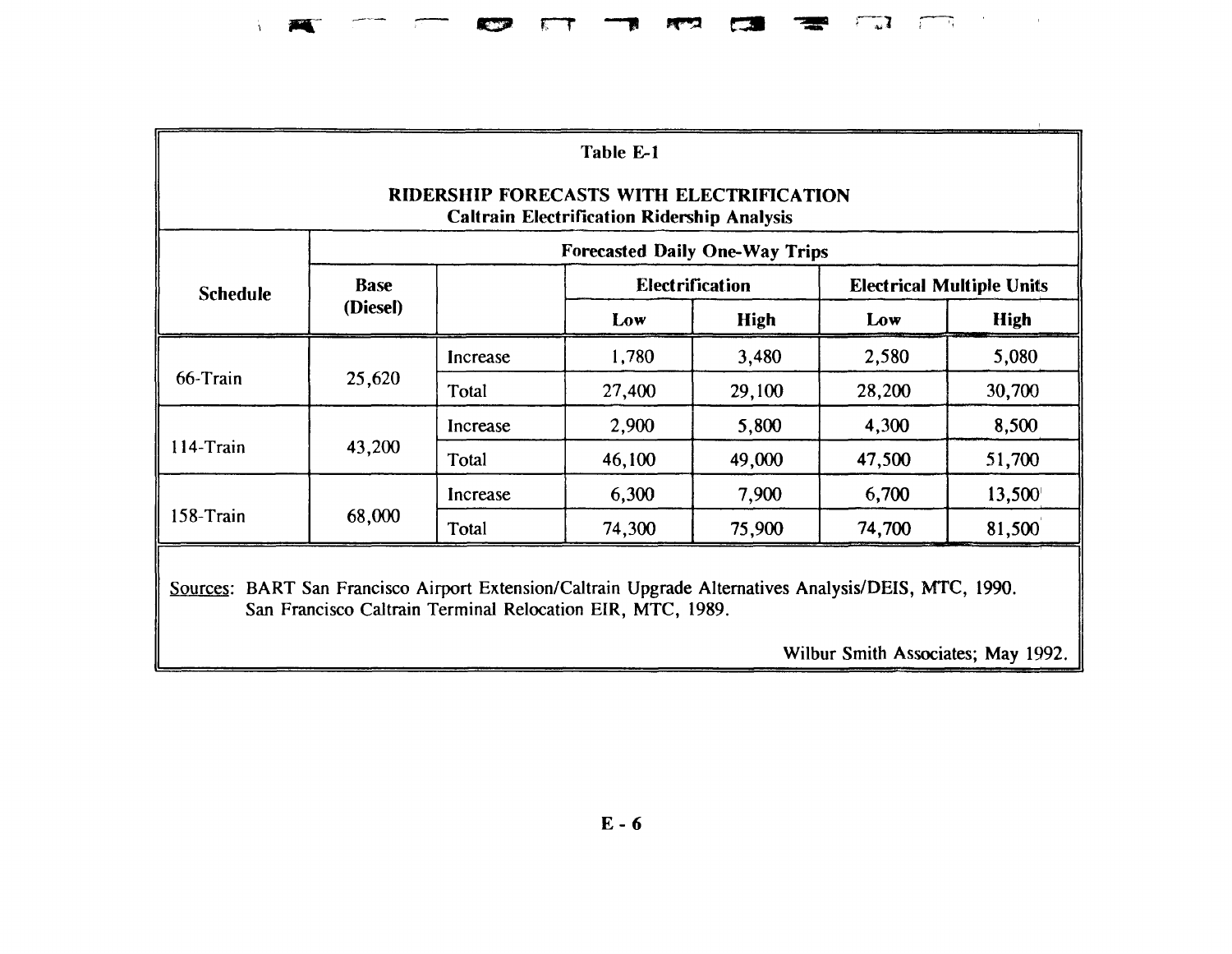Table E-1

**RIDERSHIP FORECASTS WITH ELECTRIFICATION**
**Caltrain Electrification Ridership Analysis**

| Schedule | Forecasted Daily One-Way Trips | | | | | |
|---|---|---|---|---|---|---|
| | Base (Diesel) | | Electrification | | Electrical Multiple Units | |
| | | | Low | High | Low | High |
| 66-Train | 25,620 | Increase | 1,780 | 3,480 | 2,580 | 5,080 |
| | | Total | 27,400 | 29,100 | 28,200 | 30,700 |
| 114-Train | 43,200 | Increase | 2,900 | 5,800 | 4,300 | 8,500 |
| | | Total | 46,100 | 49,000 | 47,500 | 51,700 |
| 158-Train | 68,000 | Increase | 6,300 | 7,900 | 6,700 | 13,500 |
| | | Total | 74,300 | 75,900 | 74,700 | 81,500 |

Sources: BART San Francisco Airport Extension/Caltrain Upgrade Alternatives Analysis/DEIS, MTC, 1990.
San Francisco Caltrain Terminal Relocation EIR, MTC, 1989.

Wilbur Smith Associates; May 1992.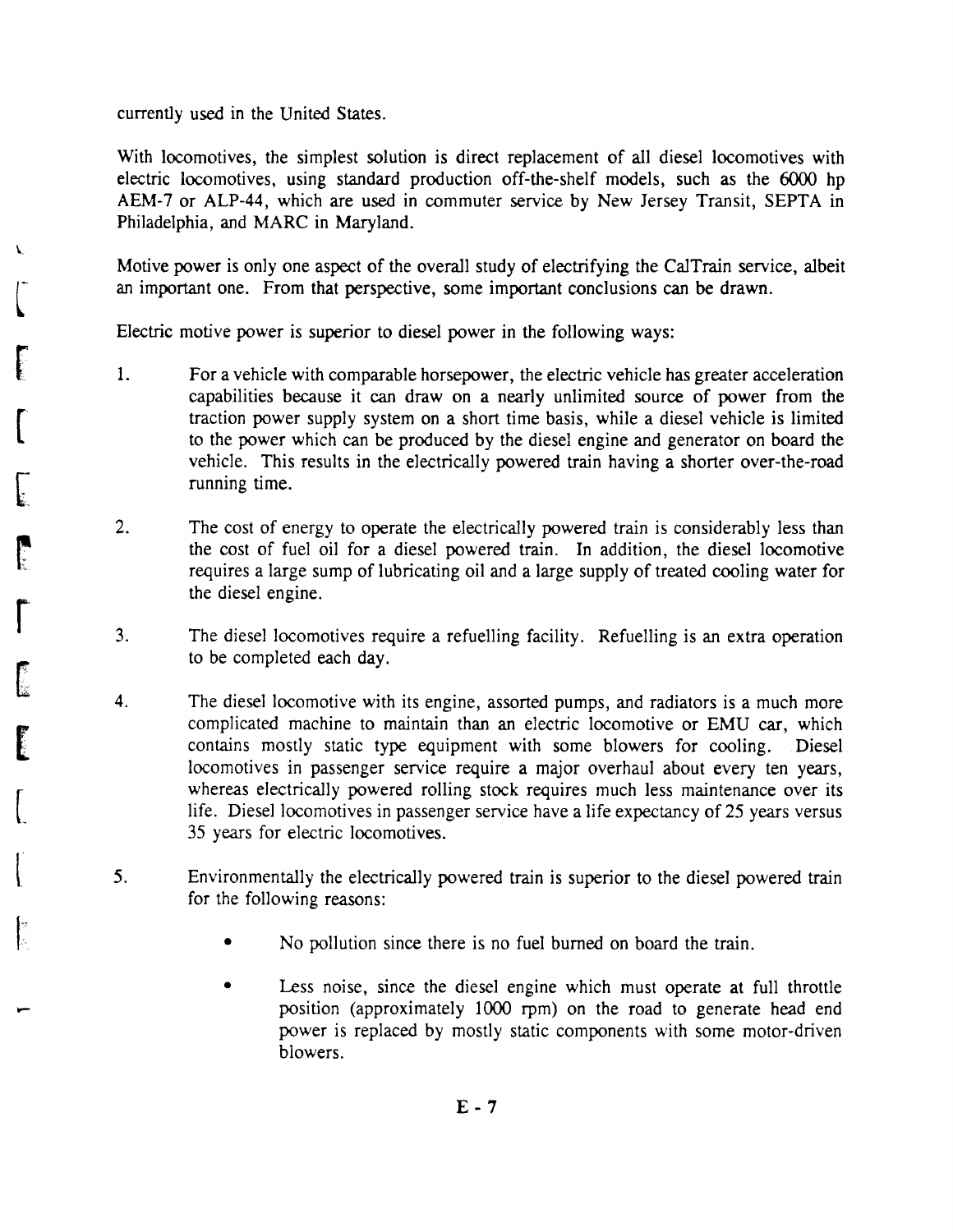currently used in the United States.

With locomotives, the simplest solution is direct replacement of all diesel locomotives with electric locomotives, using standard production off-the-shelf models, such as the 6000 hp AEM-7 or ALP-44, which are used in commuter service by New Jersey Transit, SEPTA in Philadelphia, and MARC in Maryland.

Motive power is only one aspect of the overall study of electrifying the CalTrain service, albeit an important one. From that perspective, some important conclusions can be drawn.

Electric motive power is superior to diesel power in the following ways:

1. For a vehicle with comparable horsepower, the electric vehicle has greater acceleration capabilities because it can draw on a nearly unlimited source of power from the traction power supply system on a short time basis, while a diesel vehicle is limited to the power which can be produced by the diesel engine and generator on board the vehicle. This results in the electrically powered train having a shorter over-the-road running time.

2. The cost of energy to operate the electrically powered train is considerably less than the cost of fuel oil for a diesel powered train. In addition, the diesel locomotive requires a large sump of lubricating oil and a large supply of treated cooling water for the diesel engine.

3. The diesel locomotives require a refuelling facility. Refuelling is an extra operation to be completed each day.

4. The diesel locomotive with its engine, assorted pumps, and radiators is a much more complicated machine to maintain than an electric locomotive or EMU car, which contains mostly static type equipment with some blowers for cooling. Diesel locomotives in passenger service require a major overhaul about every ten years, whereas electrically powered rolling stock requires much less maintenance over its life. Diesel locomotives in passenger service have a life expectancy of 25 years versus 35 years for electric locomotives.

5. Environmentally the electrically powered train is superior to the diesel powered train for the following reasons:

   - No pollution since there is no fuel burned on board the train.

   - Less noise, since the diesel engine which must operate at full throttle position (approximately 1000 rpm) on the road to generate head end power is replaced by mostly static components with some motor-driven blowers.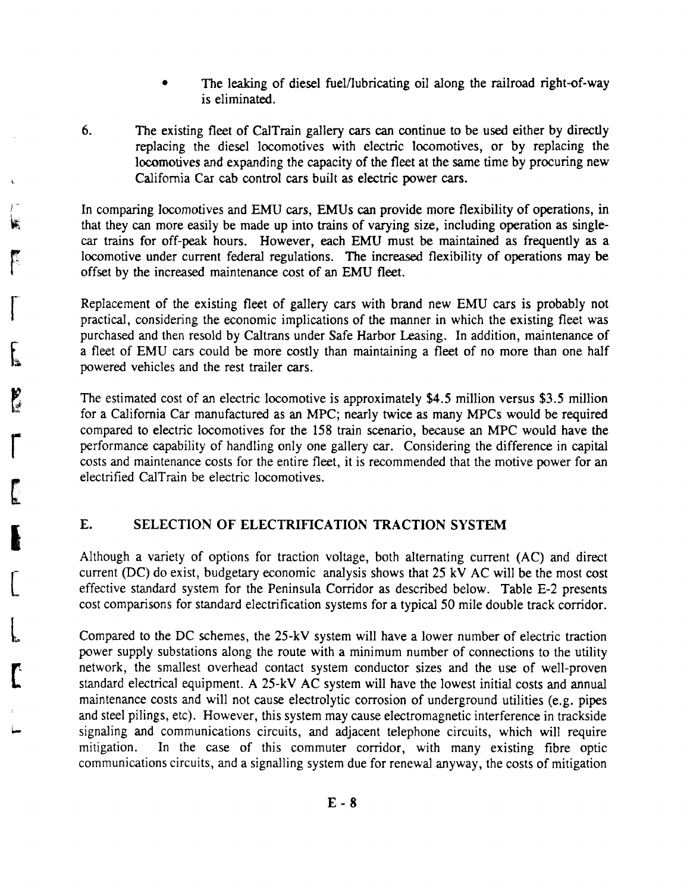- The leaking of diesel fuel/lubricating oil along the railroad right-of-way is eliminated.

6. The existing fleet of CalTrain gallery cars can continue to be used either by directly replacing the diesel locomotives with electric locomotives, or by replacing the locomotives and expanding the capacity of the fleet at the same time by procuring new California Car cab control cars built as electric power cars.

In comparing locomotives and EMU cars, EMUs can provide more flexibility of operations, in that they can more easily be made up into trains of varying size, including operation as single-car trains for off-peak hours. However, each EMU must be maintained as frequently as a locomotive under current federal regulations. The increased flexibility of operations may be offset by the increased maintenance cost of an EMU fleet.

Replacement of the existing fleet of gallery cars with brand new EMU cars is probably not practical, considering the economic implications of the manner in which the existing fleet was purchased and then resold by Caltrans under Safe Harbor Leasing. In addition, maintenance of a fleet of EMU cars could be more costly than maintaining a fleet of no more than one half powered vehicles and the rest trailer cars.

The estimated cost of an electric locomotive is approximately $4.5 million versus $3.5 million for a California Car manufactured as an MPC; nearly twice as many MPCs would be required compared to electric locomotives for the 158 train scenario, because an MPC would have the performance capability of handling only one gallery car. Considering the difference in capital costs and maintenance costs for the entire fleet, it is recommended that the motive power for an electrified CalTrain be electric locomotives.

## E. SELECTION OF ELECTRIFICATION TRACTION SYSTEM

Although a variety of options for traction voltage, both alternating current (AC) and direct current (DC) do exist, budgetary economic analysis shows that 25 kV AC will be the most cost effective standard system for the Peninsula Corridor as described below. Table E-2 presents cost comparisons for standard electrification systems for a typical 50 mile double track corridor.

Compared to the DC schemes, the 25-kV system will have a lower number of electric traction power supply substations along the route with a minimum number of connections to the utility network, the smallest overhead contact system conductor sizes and the use of well-proven standard electrical equipment. A 25-kV AC system will have the lowest initial costs and annual maintenance costs and will not cause electrolytic corrosion of underground utilities (e.g. pipes and steel pilings, etc). However, this system may cause electromagnetic interference in trackside signaling and communications circuits, and adjacent telephone circuits, which will require mitigation. In the case of this commuter corridor, with many existing fibre optic communications circuits, and a signalling system due for renewal anyway, the costs of mitigation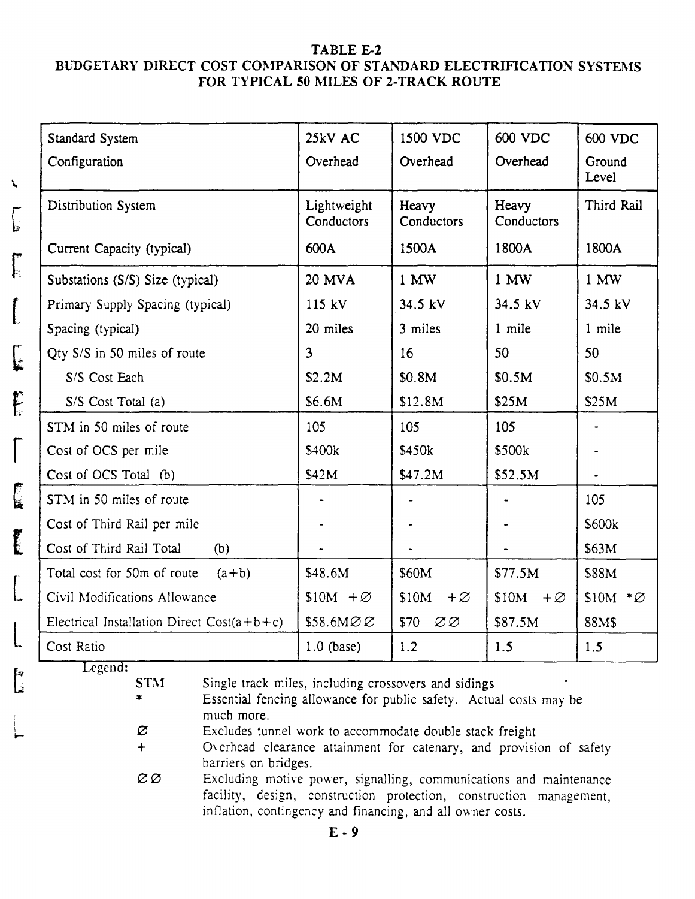**TABLE E-2**
**BUDGETARY DIRECT COST COMPARISON OF STANDARD ELECTRIFICATION SYSTEMS FOR TYPICAL 50 MILES OF 2-TRACK ROUTE**

| Standard System<br>Configuration | 25kV AC<br>Overhead | 1500 VDC<br>Overhead | 600 VDC<br>Overhead | 600 VDC<br>Ground Level |
|---|---|---|---|---|
| Distribution System | Lightweight Conductors | Heavy Conductors | Heavy Conductors | Third Rail |
| Current Capacity (typical) | 600A | 1500A | 1800A | 1800A |
| Substations (S/S) Size (typical) | 20 MVA | 1 MW | 1 MW | 1 MW |
| Primary Supply Spacing (typical) | 115 kV | 34.5 kV | 34.5 kV | 34.5 kV |
| Spacing (typical) | 20 miles | 3 miles | 1 mile | 1 mile |
| Qty S/S in 50 miles of route | 3 | 16 | 50 | 50 |
| S/S Cost Each | $2.2M | $0.8M | $0.5M | $0.5M |
| S/S Cost Total (a) | $6.6M | $12.8M | $25M | $25M |
| STM in 50 miles of route | 105 | 105 | 105 | - |
| Cost of OCS per mile | $400k | $450k | $500k | - |
| Cost of OCS Total (b) | $42M | $47.2M | $52.5M | - |
| STM in 50 miles of route | - | - | - | 105 |
| Cost of Third Rail per mile | - | - | - | $600k |
| Cost of Third Rail Total (b) | - | - | - | $63M |
| Total cost for 50m of route (a+b) | $48.6M | $60M | $77.5M | $88M |
| Civil Modifications Allowance | $10M +∅ | $10M +∅ | $10M +∅ | $10M *∅ |
| Electrical Installation Direct Cost(a+b+c) | $58.6M∅∅ | $70 ∅∅ | $87.5M | 88M$ |
| Cost Ratio | 1.0 (base) | 1.2 | 1.5 | 1.5 |

Legend:

- STM — Single track miles, including crossovers and sidings
- * — Essential fencing allowance for public safety. Actual costs may be much more.
- ∅ — Excludes tunnel work to accommodate double stack freight
- + — Overhead clearance attainment for catenary, and provision of safety barriers on bridges.
- ∅∅ — Excluding motive power, signalling, communications and maintenance facility, design, construction protection, construction management, inflation, contingency and financing, and all owner costs.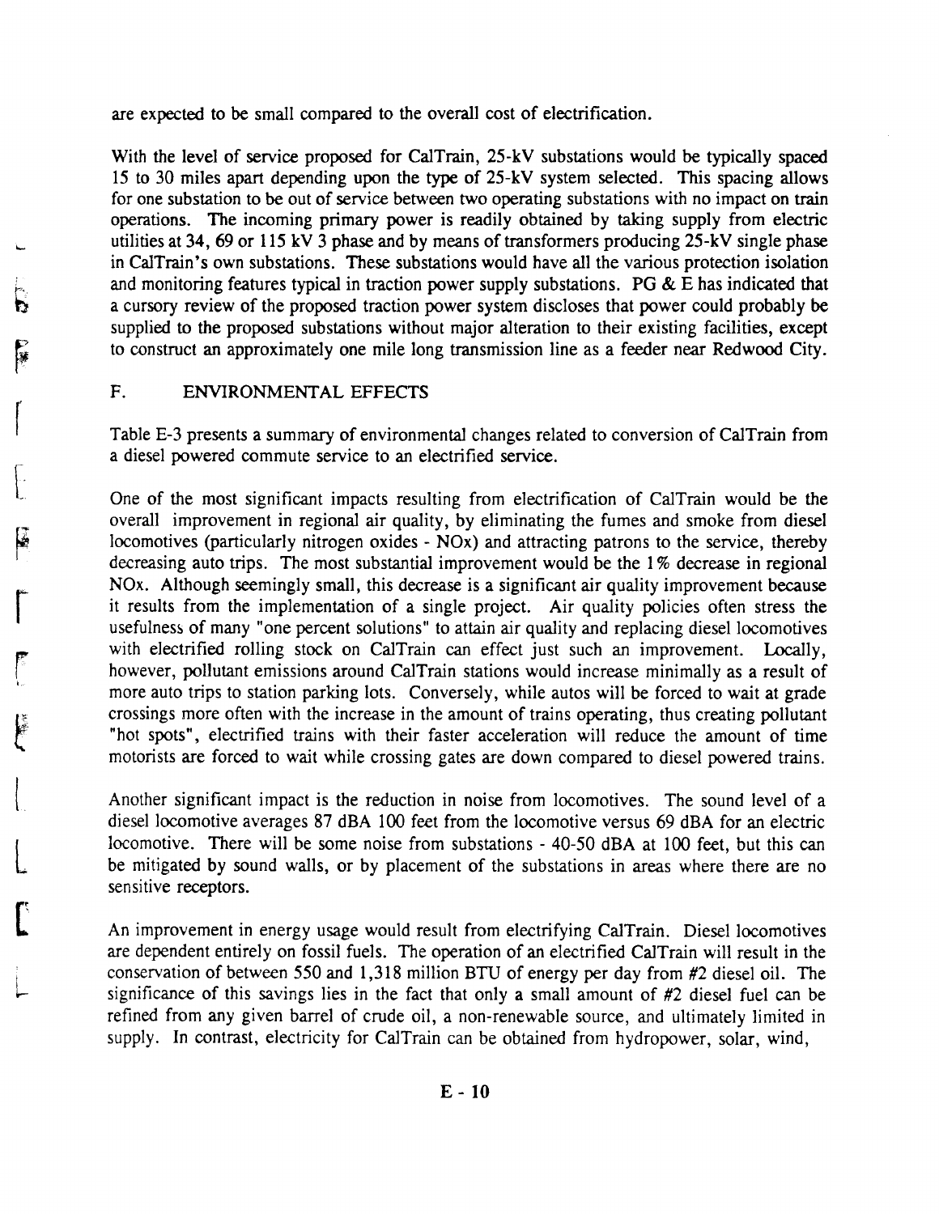are expected to be small compared to the overall cost of electrification.

With the level of service proposed for CalTrain, 25-kV substations would be typically spaced 15 to 30 miles apart depending upon the type of 25-kV system selected. This spacing allows for one substation to be out of service between two operating substations with no impact on train operations. The incoming primary power is readily obtained by taking supply from electric utilities at 34, 69 or 115 kV 3 phase and by means of transformers producing 25-kV single phase in CalTrain's own substations. These substations would have all the various protection isolation and monitoring features typical in traction power supply substations. PG & E has indicated that a cursory review of the proposed traction power system discloses that power could probably be supplied to the proposed substations without major alteration to their existing facilities, except to construct an approximately one mile long transmission line as a feeder near Redwood City.

## F. ENVIRONMENTAL EFFECTS

Table E-3 presents a summary of environmental changes related to conversion of CalTrain from a diesel powered commute service to an electrified service.

One of the most significant impacts resulting from electrification of CalTrain would be the overall improvement in regional air quality, by eliminating the fumes and smoke from diesel locomotives (particularly nitrogen oxides - NOx) and attracting patrons to the service, thereby decreasing auto trips. The most substantial improvement would be the 1% decrease in regional NOx. Although seemingly small, this decrease is a significant air quality improvement because it results from the implementation of a single project. Air quality policies often stress the usefulness of many "one percent solutions" to attain air quality and replacing diesel locomotives with electrified rolling stock on CalTrain can effect just such an improvement. Locally, however, pollutant emissions around CalTrain stations would increase minimally as a result of more auto trips to station parking lots. Conversely, while autos will be forced to wait at grade crossings more often with the increase in the amount of trains operating, thus creating pollutant "hot spots", electrified trains with their faster acceleration will reduce the amount of time motorists are forced to wait while crossing gates are down compared to diesel powered trains.

Another significant impact is the reduction in noise from locomotives. The sound level of a diesel locomotive averages 87 dBA 100 feet from the locomotive versus 69 dBA for an electric locomotive. There will be some noise from substations - 40-50 dBA at 100 feet, but this can be mitigated by sound walls, or by placement of the substations in areas where there are no sensitive receptors.

An improvement in energy usage would result from electrifying CalTrain. Diesel locomotives are dependent entirely on fossil fuels. The operation of an electrified CalTrain will result in the conservation of between 550 and 1,318 million BTU of energy per day from #2 diesel oil. The significance of this savings lies in the fact that only a small amount of #2 diesel fuel can be refined from any given barrel of crude oil, a non-renewable source, and ultimately limited in supply. In contrast, electricity for CalTrain can be obtained from hydropower, solar, wind,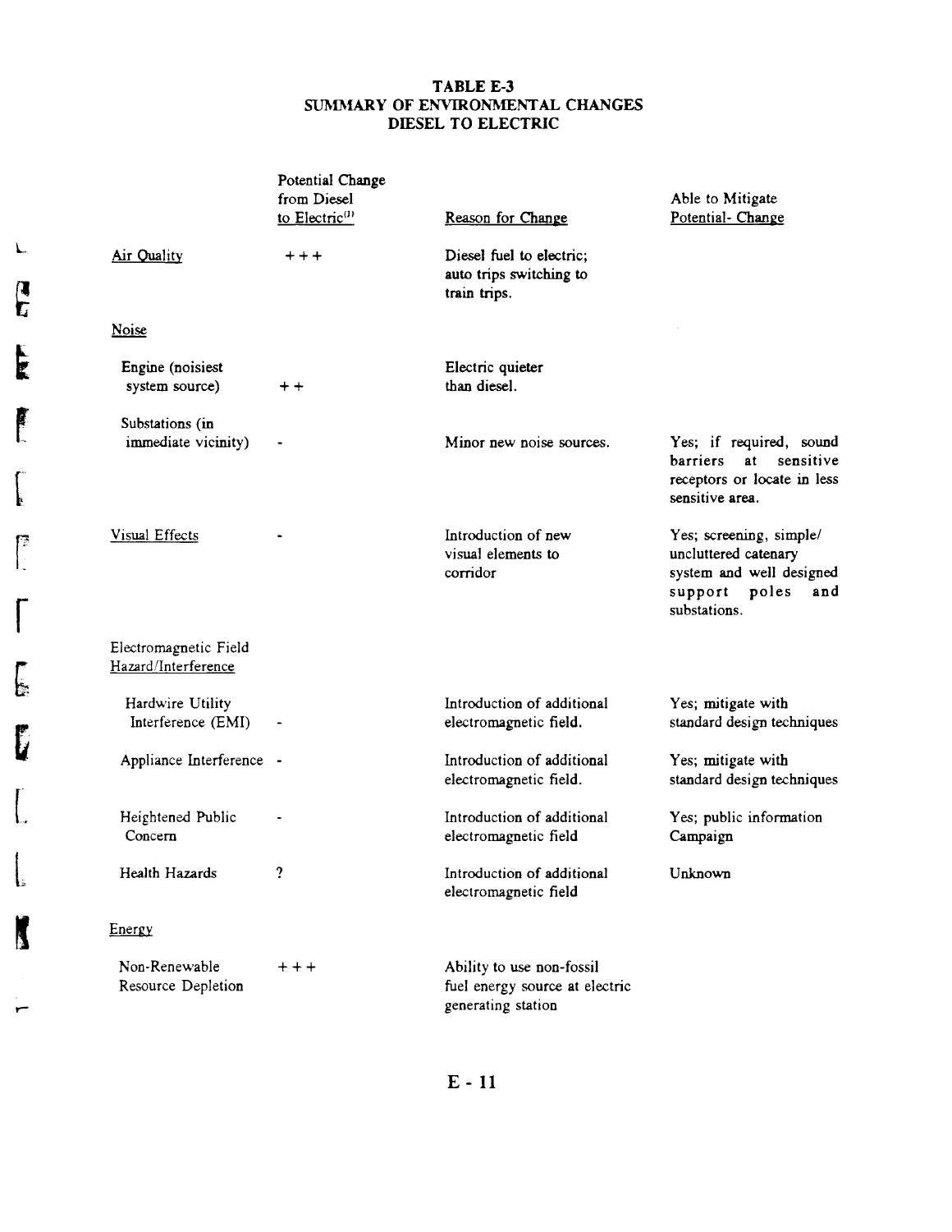# TABLE E-3
## SUMMARY OF ENVIRONMENTAL CHANGES
## DIESEL TO ELECTRIC

| | Potential Change from Diesel to Electric[1] | Reason for Change | Able to Mitigate Potential- Change |
|---|---|---|---|
| Air Quality | + + + | Diesel fuel to electric; auto trips switching to train trips. | |
| Noise | | | |
| Engine (noisiest system source) | + + | Electric quieter than diesel. | |
| Substations (in immediate vicinity) | - | Minor new noise sources. | Yes; if required, sound barriers at sensitive receptors or locate in less sensitive area. |
| Visual Effects | - | Introduction of new visual elements to corridor | Yes; screening, simple/uncluttered catenary system and well designed support poles and substations. |
| Electromagnetic Field Hazard/Interference | | | |
| Hardwire Utility Interference (EMI) | - | Introduction of additional electromagnetic field. | Yes; mitigate with standard design techniques |
| Appliance Interference | - | Introduction of additional electromagnetic field. | Yes; mitigate with standard design techniques |
| Heightened Public Concern | - | Introduction of additional electromagnetic field | Yes; public information Campaign |
| Health Hazards | ? | Introduction of additional electromagnetic field | Unknown |
| Energy | | | |
| Non-Renewable Resource Depletion | + + + | Ability to use non-fossil fuel energy source at electric generating station | |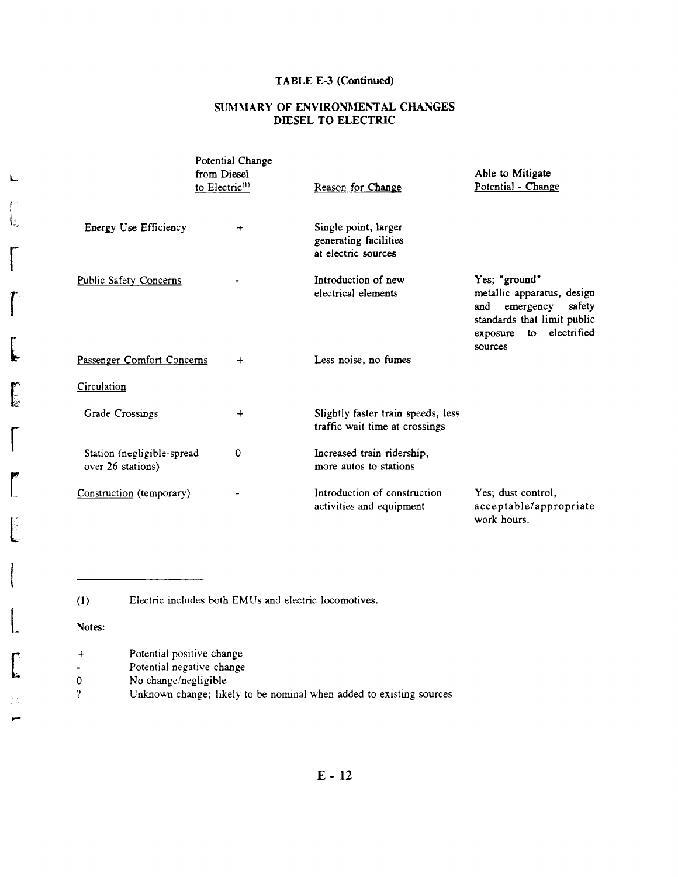**TABLE E-3 (Continued)**

**SUMMARY OF ENVIRONMENTAL CHANGES DIESEL TO ELECTRIC**

| | Potential Change from Diesel to Electric[(1)] | Reason for Change | Able to Mitigate Potential - Change |
|---|---|---|---|
| Energy Use Efficiency | + | Single point, larger generating facilities at electric sources | |
| Public Safety Concerns | - | Introduction of new electrical elements | Yes; "ground" metallic apparatus, design and emergency safety standards that limit public exposure to electrified sources |
| Passenger Comfort Concerns | + | Less noise, no fumes | |
| Circulation | | | |
| Grade Crossings | + | Slightly faster train speeds, less traffic wait time at crossings | |
| Station (negligible-spread over 26 stations) | 0 | Increased train ridership, more autos to stations | |
| Construction (temporary) | - | Introduction of construction activities and equipment | Yes; dust control, acceptable/appropriate work hours. |

(1) Electric includes both EMUs and electric locomotives.

**Notes:**

- \+ Potential positive change
- \- Potential negative change
- 0 No change/negligible
- ? Unknown change; likely to be nominal when added to existing sources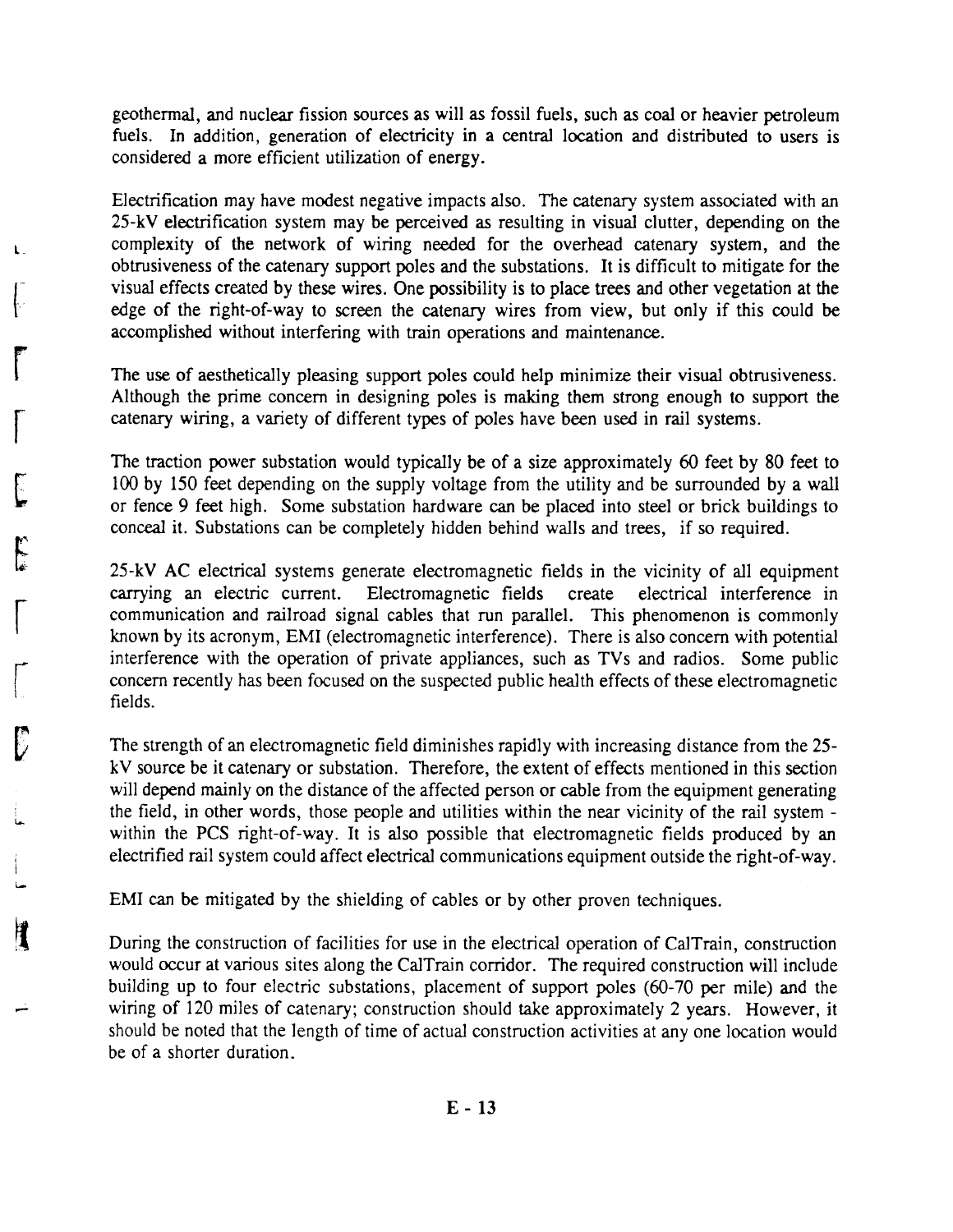geothermal, and nuclear fission sources as will as fossil fuels, such as coal or heavier petroleum fuels. In addition, generation of electricity in a central location and distributed to users is considered a more efficient utilization of energy.

Electrification may have modest negative impacts also. The catenary system associated with an 25-kV electrification system may be perceived as resulting in visual clutter, depending on the complexity of the network of wiring needed for the overhead catenary system, and the obtrusiveness of the catenary support poles and the substations. It is difficult to mitigate for the visual effects created by these wires. One possibility is to place trees and other vegetation at the edge of the right-of-way to screen the catenary wires from view, but only if this could be accomplished without interfering with train operations and maintenance.

The use of aesthetically pleasing support poles could help minimize their visual obtrusiveness. Although the prime concern in designing poles is making them strong enough to support the catenary wiring, a variety of different types of poles have been used in rail systems.

The traction power substation would typically be of a size approximately 60 feet by 80 feet to 100 by 150 feet depending on the supply voltage from the utility and be surrounded by a wall or fence 9 feet high. Some substation hardware can be placed into steel or brick buildings to conceal it. Substations can be completely hidden behind walls and trees, if so required.

25-kV AC electrical systems generate electromagnetic fields in the vicinity of all equipment carrying an electric current. Electromagnetic fields create electrical interference in communication and railroad signal cables that run parallel. This phenomenon is commonly known by its acronym, EMI (electromagnetic interference). There is also concern with potential interference with the operation of private appliances, such as TVs and radios. Some public concern recently has been focused on the suspected public health effects of these electromagnetic fields.

The strength of an electromagnetic field diminishes rapidly with increasing distance from the 25-kV source be it catenary or substation. Therefore, the extent of effects mentioned in this section will depend mainly on the distance of the affected person or cable from the equipment generating the field, in other words, those people and utilities within the near vicinity of the rail system - within the PCS right-of-way. It is also possible that electromagnetic fields produced by an electrified rail system could affect electrical communications equipment outside the right-of-way.

EMI can be mitigated by the shielding of cables or by other proven techniques.

During the construction of facilities for use in the electrical operation of CalTrain, construction would occur at various sites along the CalTrain corridor. The required construction will include building up to four electric substations, placement of support poles (60-70 per mile) and the wiring of 120 miles of catenary; construction should take approximately 2 years. However, it should be noted that the length of time of actual construction activities at any one location would be of a shorter duration.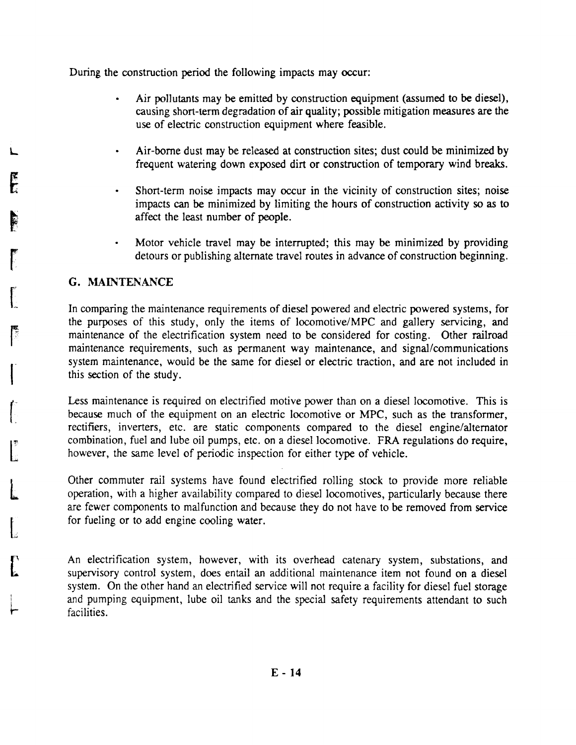During the construction period the following impacts may occur:

- Air pollutants may be emitted by construction equipment (assumed to be diesel), causing short-term degradation of air quality; possible mitigation measures are the use of electric construction equipment where feasible.

- Air-borne dust may be released at construction sites; dust could be minimized by frequent watering down exposed dirt or construction of temporary wind breaks.

- Short-term noise impacts may occur in the vicinity of construction sites; noise impacts can be minimized by limiting the hours of construction activity so as to affect the least number of people.

- Motor vehicle travel may be interrupted; this may be minimized by providing detours or publishing alternate travel routes in advance of construction beginning.

## G. MAINTENANCE

In comparing the maintenance requirements of diesel powered and electric powered systems, for the purposes of this study, only the items of locomotive/MPC and gallery servicing, and maintenance of the electrification system need to be considered for costing. Other railroad maintenance requirements, such as permanent way maintenance, and signal/communications system maintenance, would be the same for diesel or electric traction, and are not included in this section of the study.

Less maintenance is required on electrified motive power than on a diesel locomotive. This is because much of the equipment on an electric locomotive or MPC, such as the transformer, rectifiers, inverters, etc. are static components compared to the diesel engine/alternator combination, fuel and lube oil pumps, etc. on a diesel locomotive. FRA regulations do require, however, the same level of periodic inspection for either type of vehicle.

Other commuter rail systems have found electrified rolling stock to provide more reliable operation, with a higher availability compared to diesel locomotives, particularly because there are fewer components to malfunction and because they do not have to be removed from service for fueling or to add engine cooling water.

An electrification system, however, with its overhead catenary system, substations, and supervisory control system, does entail an additional maintenance item not found on a diesel system. On the other hand an electrified service will not require a facility for diesel fuel storage and pumping equipment, lube oil tanks and the special safety requirements attendant to such facilities.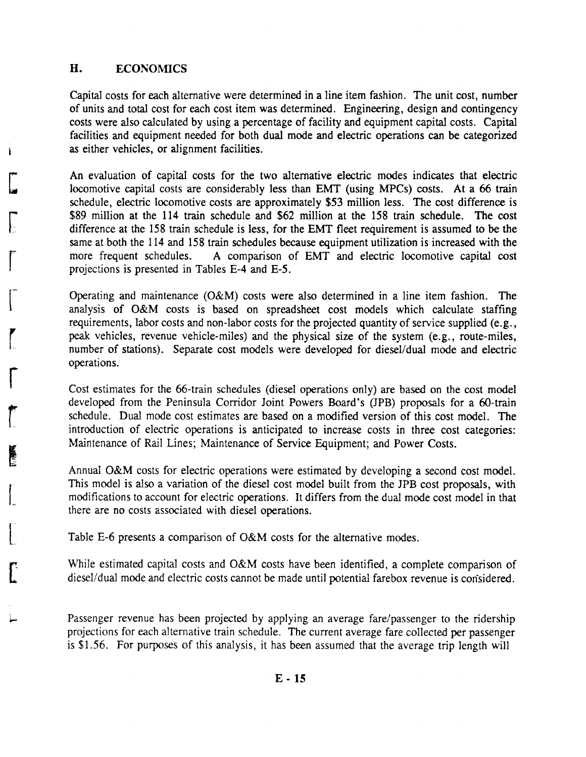## H. ECONOMICS

Capital costs for each alternative were determined in a line item fashion. The unit cost, number of units and total cost for each cost item was determined. Engineering, design and contingency costs were also calculated by using a percentage of facility and equipment capital costs. Capital facilities and equipment needed for both dual mode and electric operations can be categorized as either vehicles, or alignment facilities.

An evaluation of capital costs for the two alternative electric modes indicates that electric locomotive capital costs are considerably less than EMT (using MPCs) costs. At a 66 train schedule, electric locomotive costs are approximately $53 million less. The cost difference is $89 million at the 114 train schedule and $62 million at the 158 train schedule. The cost difference at the 158 train schedule is less, for the EMT fleet requirement is assumed to be the same at both the 114 and 158 train schedules because equipment utilization is increased with the more frequent schedules. A comparison of EMT and electric locomotive capital cost projections is presented in Tables E-4 and E-5.

Operating and maintenance (O&M) costs were also determined in a line item fashion. The analysis of O&M costs is based on spreadsheet cost models which calculate staffing requirements, labor costs and non-labor costs for the projected quantity of service supplied (e.g., peak vehicles, revenue vehicle-miles) and the physical size of the system (e.g., route-miles, number of stations). Separate cost models were developed for diesel/dual mode and electric operations.

Cost estimates for the 66-train schedules (diesel operations only) are based on the cost model developed from the Peninsula Corridor Joint Powers Board's (JPB) proposals for a 60-train schedule. Dual mode cost estimates are based on a modified version of this cost model. The introduction of electric operations is anticipated to increase costs in three cost categories: Maintenance of Rail Lines; Maintenance of Service Equipment; and Power Costs.

Annual O&M costs for electric operations were estimated by developing a second cost model. This model is also a variation of the diesel cost model built from the JPB cost proposals, with modifications to account for electric operations. It differs from the dual mode cost model in that there are no costs associated with diesel operations.

Table E-6 presents a comparison of O&M costs for the alternative modes.

While estimated capital costs and O&M costs have been identified, a complete comparison of diesel/dual mode and electric costs cannot be made until potential farebox revenue is considered.

Passenger revenue has been projected by applying an average fare/passenger to the ridership projections for each alternative train schedule. The current average fare collected per passenger is $1.56. For purposes of this analysis, it has been assumed that the average trip length will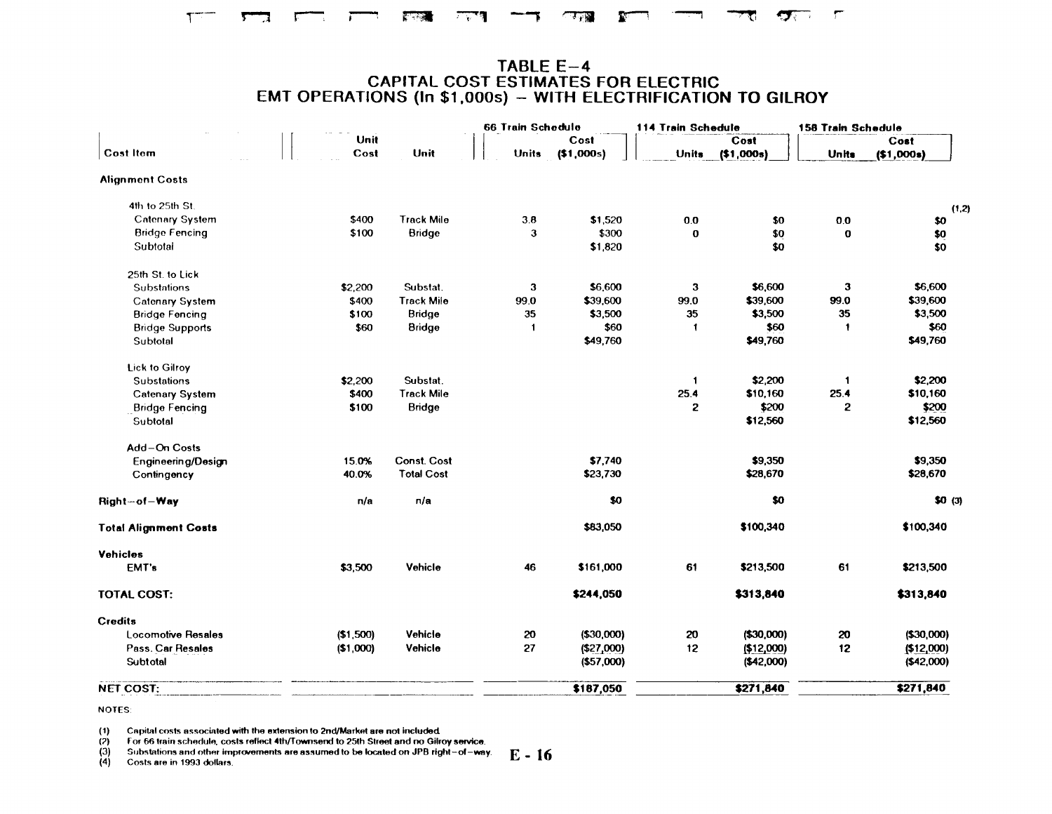# TABLE E-4
# CAPITAL COST ESTIMATES FOR ELECTRIC EMT OPERATIONS (In $1,000s) – WITH ELECTRIFICATION TO GILROY

| Cost Item | Unit Cost | Unit | 66 Train Schedule | | 114 Train Schedule | | 158 Train Schedule | |
|---|---|---|---|---|---|---|---|---|
| | | | Units | Cost ($1,000s) | Units | Cost ($1,000s) | Units | Cost ($1,000s) |
| **Alignment Costs** | | | | | | | | |
| 4th to 25th St. | | | | | | | | (1,2) |
| Catenary System | $400 | Track Mile | 3.8 | $1,520 | 0.0 | $0 | 0.0 | $0 |
| Bridge Fencing | $100 | Bridge | 3 | $300 | 0 | $0 | 0 | $0 |
| Subtotal | | | | $1,820 | | $0 | | $0 |
| 25th St. to Lick | | | | | | | | |
| Substations | $2,200 | Substat. | 3 | $6,600 | 3 | $6,600 | 3 | $6,600 |
| Catenary System | $400 | Track Mile | 99.0 | $39,600 | 99.0 | $39,600 | 99.0 | $39,600 |
| Bridge Fencing | $100 | Bridge | 35 | $3,500 | 35 | $3,500 | 35 | $3,500 |
| Bridge Supports | $60 | Bridge | 1 | $60 | 1 | $60 | 1 | $60 |
| Subtotal | | | | $49,760 | | $49,760 | | $49,760 |
| Lick to Gilroy | | | | | | | | |
| Substations | $2,200 | Substat. | | | 1 | $2,200 | 1 | $2,200 |
| Catenary System | $400 | Track Mile | | | 25.4 | $10,160 | 25.4 | $10,160 |
| Bridge Fencing | $100 | Bridge | | | 2 | $200 | 2 | $200 |
| Subtotal | | | | | | $12,560 | | $12,560 |
| Add-On Costs | | | | | | | | |
| Engineering/Design | 15.0% | Const. Cost | | $7,740 | | $9,350 | | $9,350 |
| Contingency | 40.0% | Total Cost | | $23,730 | | $28,670 | | $28,670 |
| **Right-of-Way** | n/a | n/a | | $0 | | $0 | | $0 (3) |
| **Total Alignment Costs** | | | | $83,050 | | $100,340 | | $100,340 |
| **Vehicles** | | | | | | | | |
| EMT's | $3,500 | Vehicle | 46 | $161,000 | 61 | $213,500 | 61 | $213,500 |
| **TOTAL COST:** | | | | **$244,050** | | **$313,840** | | **$313,840** |
| **Credits** | | | | | | | | |
| Locomotive Resales | ($1,500) | Vehicle | 20 | ($30,000) | 20 | ($30,000) | 20 | ($30,000) |
| Pass. Car Resales | ($1,000) | Vehicle | 27 | ($27,000) | 12 | ($12,000) | 12 | ($12,000) |
| Subtotal | | | | ($57,000) | | ($42,000) | | ($42,000) |
| **NET COST:** | | | | **$187,050** | | **$271,840** | | **$271,840** |

NOTES:

(1) Capital costs associated with the extension to 2nd/Market are not included.
(2) For 66 train schedule, costs reflect 4th/Townsend to 25th Street and no Gilroy service.
(3) Substations and other improvements are assumed to be located on JPB right-of-way.
(4) Costs are in 1993 dollars.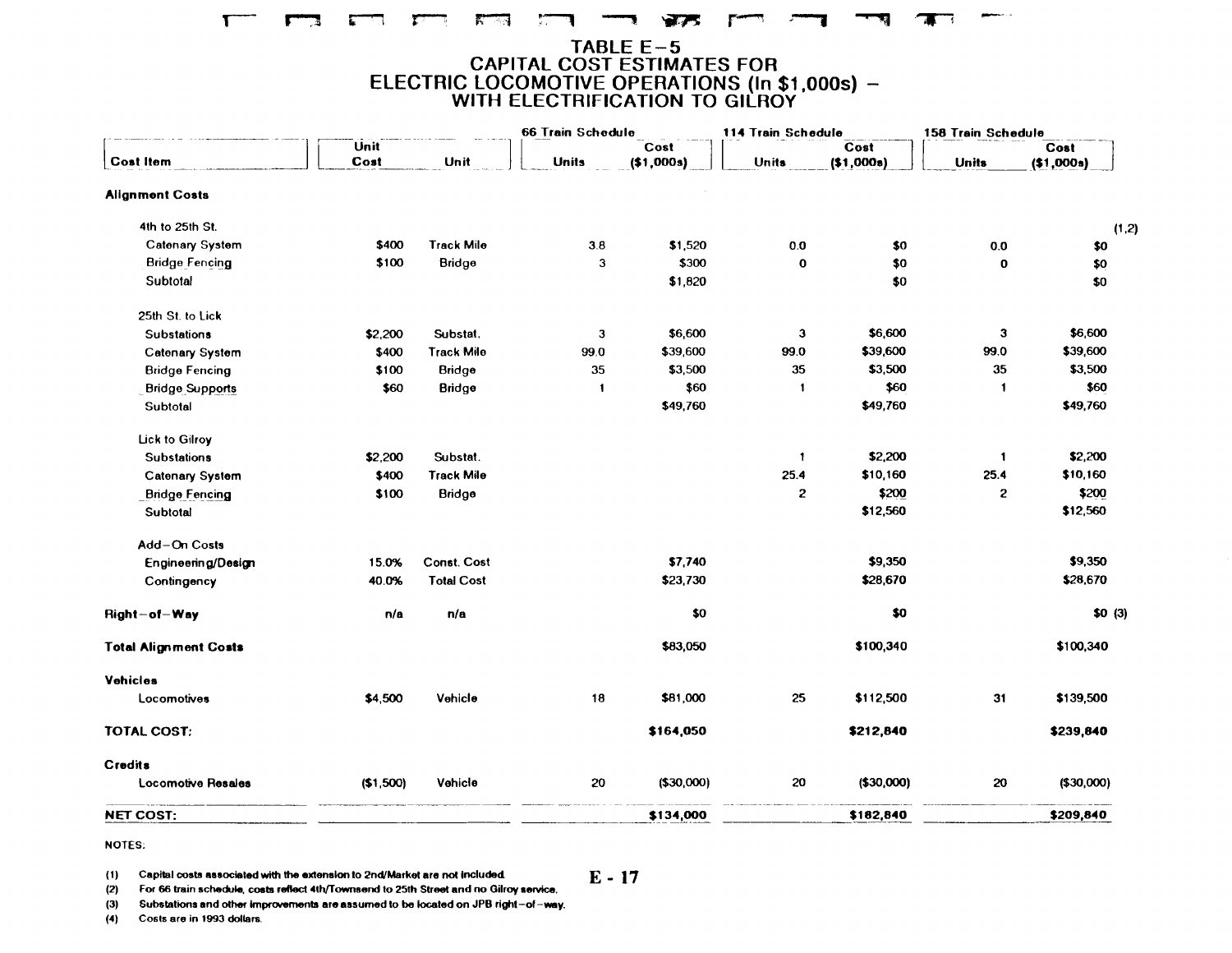# TABLE E-5
# CAPITAL COST ESTIMATES FOR ELECTRIC LOCOMOTIVE OPERATIONS (In $1,000s) – WITH ELECTRIFICATION TO GILROY

| Cost Item | Unit Cost | Unit | 66 Train Schedule Units | 66 Train Schedule Cost ($1,000s) | 114 Train Schedule Units | 114 Train Schedule Cost ($1,000s) | 158 Train Schedule Units | 158 Train Schedule Cost ($1,000s) |
|---|---|---|---|---|---|---|---|---|
| **Alignment Costs** | | | | | | | | |
| 4th to 25th St. | | | | | | | | (1,2) |
| Catenary System | $400 | Track Mile | 3.8 | $1,520 | 0.0 | $0 | 0.0 | $0 |
| Bridge Fencing | $100 | Bridge | 3 | $300 | 0 | $0 | 0 | $0 |
| Subtotal | | | | $1,820 | | $0 | | $0 |
| 25th St. to Lick | | | | | | | | |
| Substations | $2,200 | Substat. | 3 | $6,600 | 3 | $6,600 | 3 | $6,600 |
| Catenary System | $400 | Track Mile | 99.0 | $39,600 | 99.0 | $39,600 | 99.0 | $39,600 |
| Bridge Fencing | $100 | Bridge | 35 | $3,500 | 35 | $3,500 | 35 | $3,500 |
| Bridge Supports | $60 | Bridge | 1 | $60 | 1 | $60 | 1 | $60 |
| Subtotal | | | | $49,760 | | $49,760 | | $49,760 |
| Lick to Gilroy | | | | | | | | |
| Substations | $2,200 | Substat. | | | 1 | $2,200 | 1 | $2,200 |
| Catenary System | $400 | Track Mile | | | 25.4 | $10,160 | 25.4 | $10,160 |
| Bridge Fencing | $100 | Bridge | | | 2 | $200 | 2 | $200 |
| Subtotal | | | | | | $12,560 | | $12,560 |
| Add-On Costs | | | | | | | | |
| Engineering/Design | 15.0% | Const. Cost | | $7,740 | | $9,350 | | $9,350 |
| Contingency | 40.0% | Total Cost | | $23,730 | | $28,670 | | $28,670 |
| **Right-of-Way** | n/a | n/a | | $0 | | $0 | | $0 (3) |
| **Total Alignment Costs** | | | | $83,050 | | $100,340 | | $100,340 |
| **Vehicles** | | | | | | | | |
| Locomotives | $4,500 | Vehicle | 18 | $81,000 | 25 | $112,500 | 31 | $139,500 |
| **TOTAL COST:** | | | | **$164,050** | | **$212,840** | | **$239,840** |
| **Credits** | | | | | | | | |
| Locomotive Resales | ($1,500) | Vehicle | 20 | ($30,000) | 20 | ($30,000) | 20 | ($30,000) |
| **NET COST:** | | | | **$134,000** | | **$182,840** | | **$209,840** |

NOTES:

(1) Capital costs associated with the extension to 2nd/Market are not included.

(2) For 66 train schedule, costs reflect 4th/Townsend to 25th Street and no Gilroy service.

(3) Substations and other improvements are assumed to be located on JPB right-of-way.

(4) Costs are in 1993 dollars.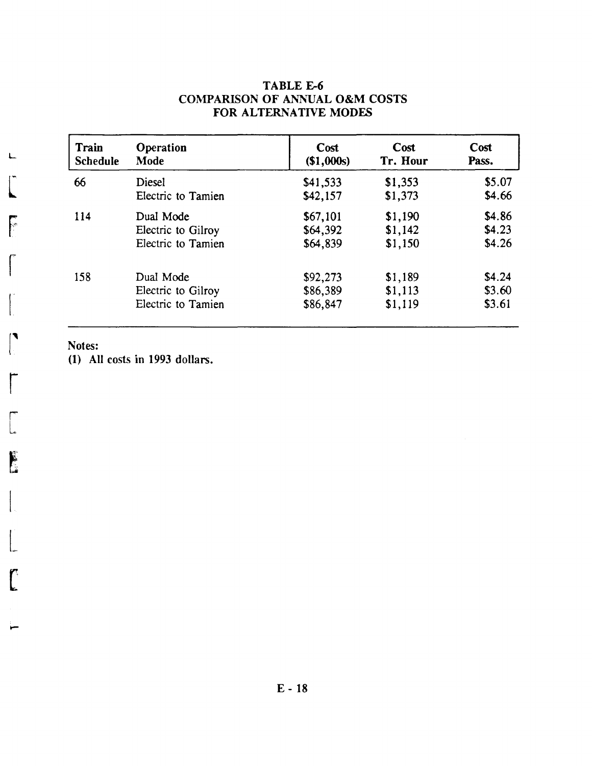# TABLE E-6
## COMPARISON OF ANNUAL O&M COSTS FOR ALTERNATIVE MODES

| Train Schedule | Operation Mode | Cost ($1,000s) | Cost Tr. Hour | Cost Pass. |
|---|---|---|---|---|
| 66 | Diesel | $41,533 | $1,353 | $5.07 |
| | Electric to Tamien | $42,157 | $1,373 | $4.66 |
| 114 | Dual Mode | $67,101 | $1,190 | $4.86 |
| | Electric to Gilroy | $64,392 | $1,142 | $4.23 |
| | Electric to Tamien | $64,839 | $1,150 | $4.26 |
| 158 | Dual Mode | $92,273 | $1,189 | $4.24 |
| | Electric to Gilroy | $86,389 | $1,113 | $3.60 |
| | Electric to Tamien | $86,847 | $1,119 | $3.61 |

**Notes:**
**(1) All costs in 1993 dollars.**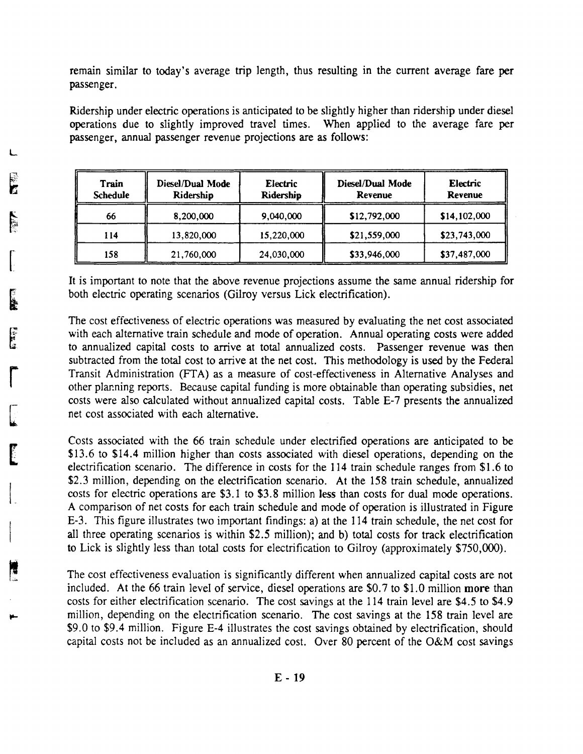remain similar to today's average trip length, thus resulting in the current average fare per passenger.

Ridership under electric operations is anticipated to be slightly higher than ridership under diesel operations due to slightly improved travel times. When applied to the average fare per passenger, annual passenger revenue projections are as follows:

| Train Schedule | Diesel/Dual Mode Ridership | Electric Ridership | Diesel/Dual Mode Revenue | Electric Revenue |
|---|---|---|---|---|
| 66 | 8,200,000 | 9,040,000 | $12,792,000 | $14,102,000 |
| 114 | 13,820,000 | 15,220,000 | $21,559,000 | $23,743,000 |
| 158 | 21,760,000 | 24,030,000 | $33,946,000 | $37,487,000 |

It is important to note that the above revenue projections assume the same annual ridership for both electric operating scenarios (Gilroy versus Lick electrification).

The cost effectiveness of electric operations was measured by evaluating the net cost associated with each alternative train schedule and mode of operation. Annual operating costs were added to annualized capital costs to arrive at total annualized costs. Passenger revenue was then subtracted from the total cost to arrive at the net cost. This methodology is used by the Federal Transit Administration (FTA) as a measure of cost-effectiveness in Alternative Analyses and other planning reports. Because capital funding is more obtainable than operating subsidies, net costs were also calculated without annualized capital costs. Table E-7 presents the annualized net cost associated with each alternative.

Costs associated with the 66 train schedule under electrified operations are anticipated to be $13.6 to $14.4 million higher than costs associated with diesel operations, depending on the electrification scenario. The difference in costs for the 114 train schedule ranges from $1.6 to $2.3 million, depending on the electrification scenario. At the 158 train schedule, annualized costs for electric operations are $3.1 to $3.8 million **less** than costs for dual mode operations. A comparison of net costs for each train schedule and mode of operation is illustrated in Figure E-3. This figure illustrates two important findings: a) at the 114 train schedule, the net cost for all three operating scenarios is within $2.5 million); and b) total costs for track electrification to Lick is slightly less than total costs for electrification to Gilroy (approximately $750,000).

The cost effectiveness evaluation is significantly different when annualized capital costs are not included. At the 66 train level of service, diesel operations are $0.7 to $1.0 million **more** than costs for either electrification scenario. The cost savings at the 114 train level are $4.5 to $4.9 million, depending on the electrification scenario. The cost savings at the 158 train level are $9.0 to $9.4 million. Figure E-4 illustrates the cost savings obtained by electrification, should capital costs not be included as an annualized cost. Over 80 percent of the O&M cost savings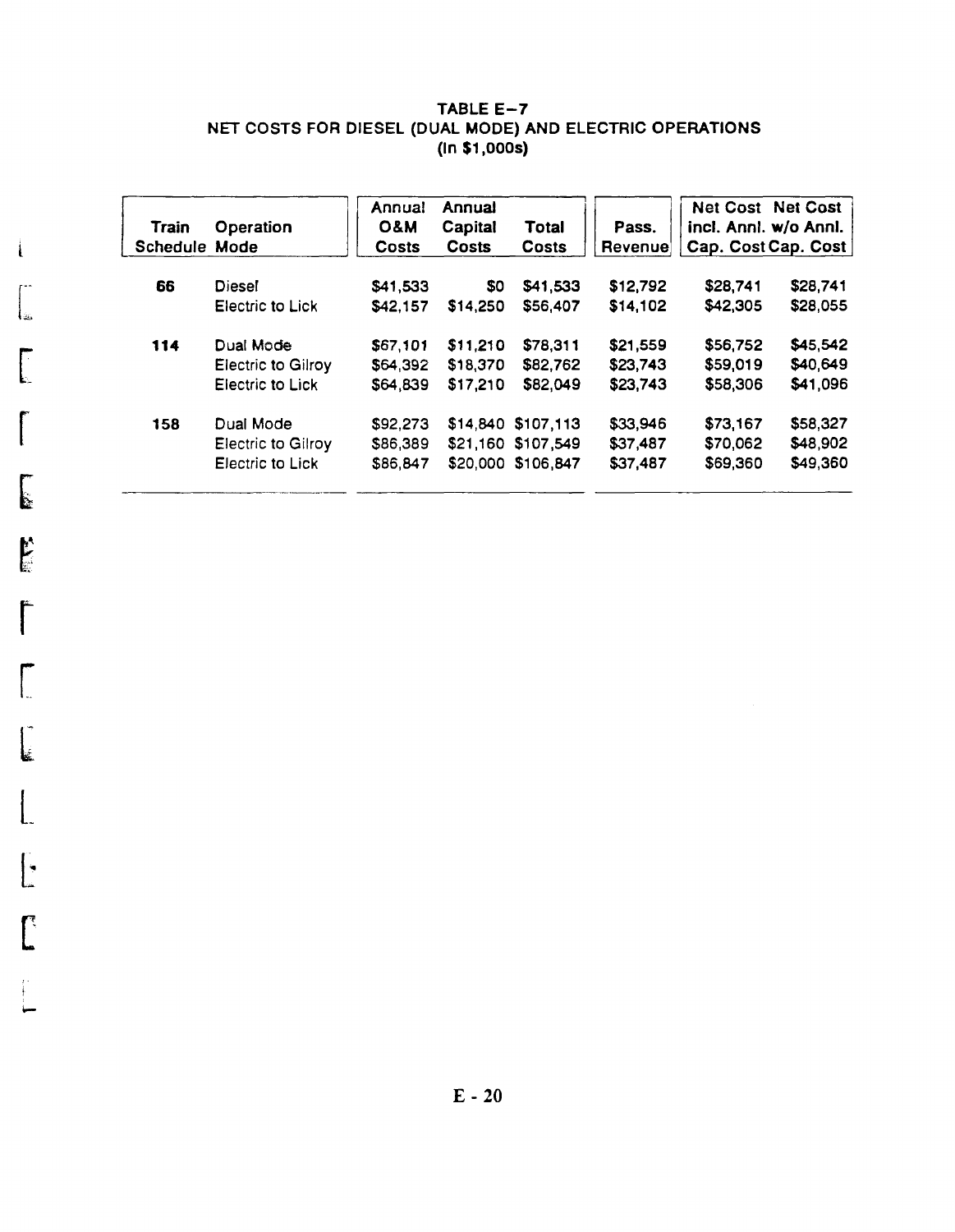**TABLE E–7**
**NET COSTS FOR DIESEL (DUAL MODE) AND ELECTRIC OPERATIONS**
**(In $1,000s)**

| Train Schedule | Operation Mode | Annual O&M Costs | Annual Capital Costs | Total Costs | Pass. Revenue | Net Cost incl. Annl. Cap. Cost | Net Cost w/o Annl. Cap. Cost |
|---|---|---|---|---|---|---|---|
| **66** | Diesel | $41,533 | $0 | $41,533 | $12,792 | $28,741 | $28,741 |
| | Electric to Lick | $42,157 | $14,250 | $56,407 | $14,102 | $42,305 | $28,055 |
| **114** | Dual Mode | $67,101 | $11,210 | $78,311 | $21,559 | $56,752 | $45,542 |
| | Electric to Gilroy | $64,392 | $18,370 | $82,762 | $23,743 | $59,019 | $40,649 |
| | Electric to Lick | $64,839 | $17,210 | $82,049 | $23,743 | $58,306 | $41,096 |
| **158** | Dual Mode | $92,273 | $14,840 | $107,113 | $33,946 | $73,167 | $58,327 |
| | Electric to Gilroy | $86,389 | $21,160 | $107,549 | $37,487 | $70,062 | $48,902 |
| | Electric to Lick | $86,847 | $20,000 | $106,847 | $37,487 | $69,360 | $49,360 |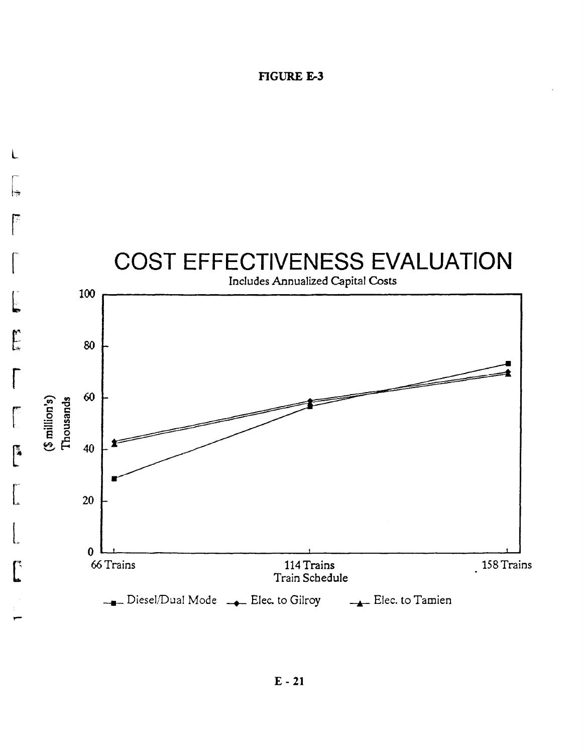**FIGURE E-3**

# COST EFFECTIVENESS EVALUATION

Includes Annualized Capital Costs

($ million's)
Thousands

100

80

60

40

20

0

66 Trains | 114 Trains | 158 Trains

Train Schedule

Diesel/Dual Mode — Elec. to Gilroy — Elec. to Tamien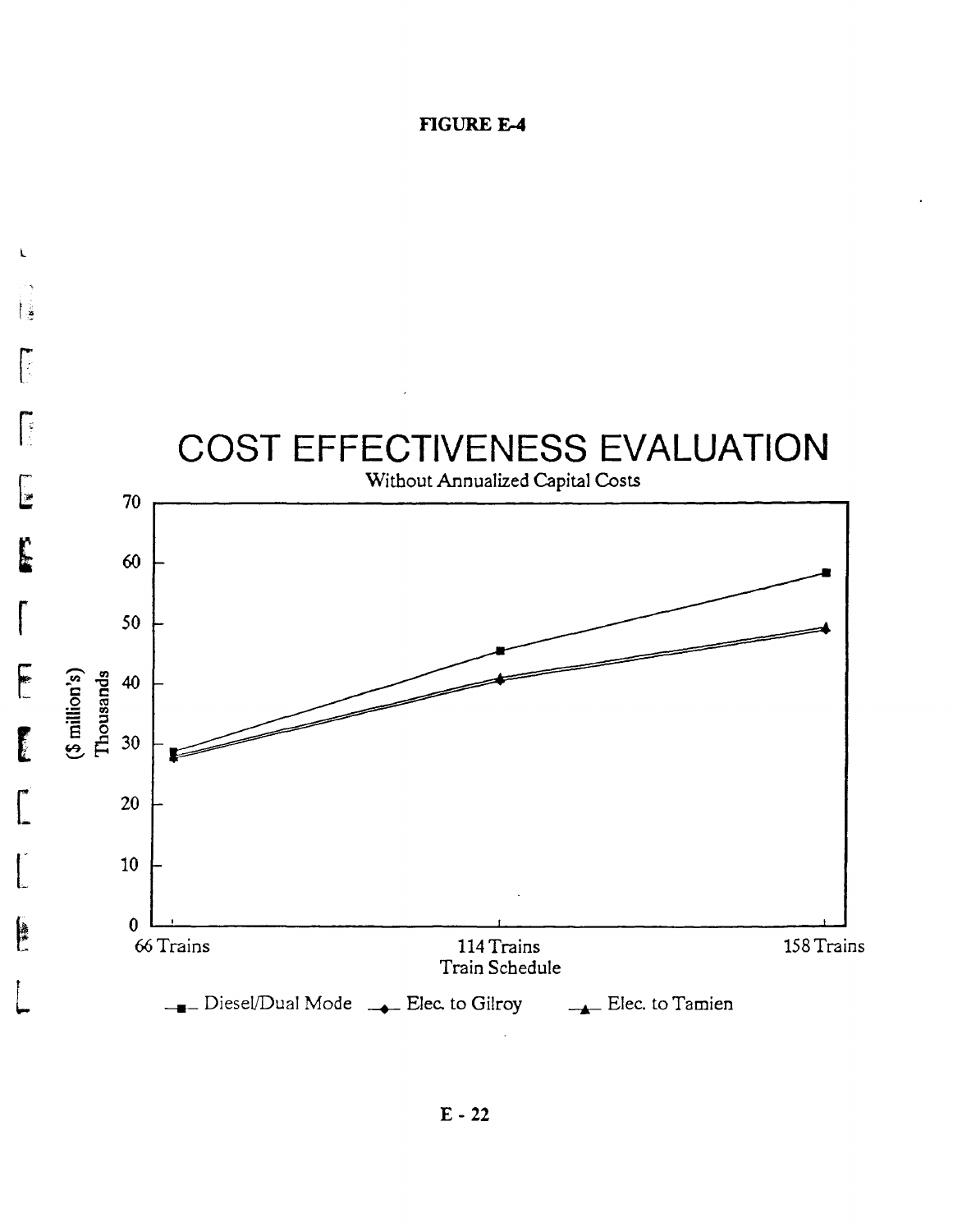**FIGURE E-4**

# COST EFFECTIVENESS EVALUATION

Without Annualized Capital Costs

($ million's) Thousands

70
60
50
40
30
20
10
0

66 Trains | 114 Trains | 158 Trains

Train Schedule

Diesel/Dual Mode — Elec. to Gilroy — Elec. to Tamien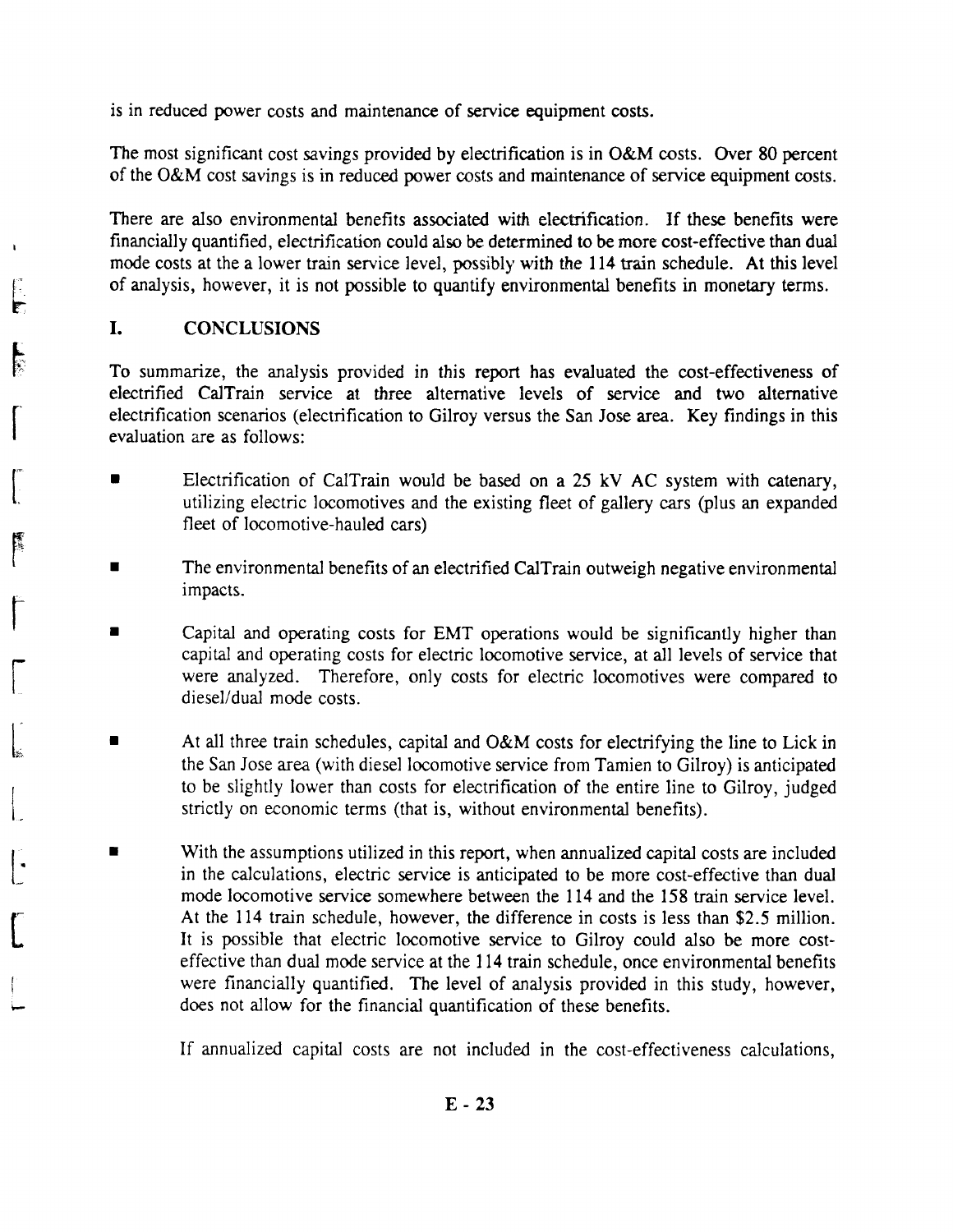is in reduced power costs and maintenance of service equipment costs.

The most significant cost savings provided by electrification is in O&M costs. Over 80 percent of the O&M cost savings is in reduced power costs and maintenance of service equipment costs.

There are also environmental benefits associated with electrification. If these benefits were financially quantified, electrification could also be determined to be more cost-effective than dual mode costs at the a lower train service level, possibly with the 114 train schedule. At this level of analysis, however, it is not possible to quantify environmental benefits in monetary terms.

## I. CONCLUSIONS

To summarize, the analysis provided in this report has evaluated the cost-effectiveness of electrified CalTrain service at three alternative levels of service and two alternative electrification scenarios (electrification to Gilroy versus the San Jose area. Key findings in this evaluation are as follows:

- Electrification of CalTrain would be based on a 25 kV AC system with catenary, utilizing electric locomotives and the existing fleet of gallery cars (plus an expanded fleet of locomotive-hauled cars)

- The environmental benefits of an electrified CalTrain outweigh negative environmental impacts.

- Capital and operating costs for EMT operations would be significantly higher than capital and operating costs for electric locomotive service, at all levels of service that were analyzed. Therefore, only costs for electric locomotives were compared to diesel/dual mode costs.

- At all three train schedules, capital and O&M costs for electrifying the line to Lick in the San Jose area (with diesel locomotive service from Tamien to Gilroy) is anticipated to be slightly lower than costs for electrification of the entire line to Gilroy, judged strictly on economic terms (that is, without environmental benefits).

- With the assumptions utilized in this report, when annualized capital costs are included in the calculations, electric service is anticipated to be more cost-effective than dual mode locomotive service somewhere between the 114 and the 158 train service level. At the 114 train schedule, however, the difference in costs is less than $2.5 million. It is possible that electric locomotive service to Gilroy could also be more cost-effective than dual mode service at the 114 train schedule, once environmental benefits were financially quantified. The level of analysis provided in this study, however, does not allow for the financial quantification of these benefits.

  If annualized capital costs are not included in the cost-effectiveness calculations,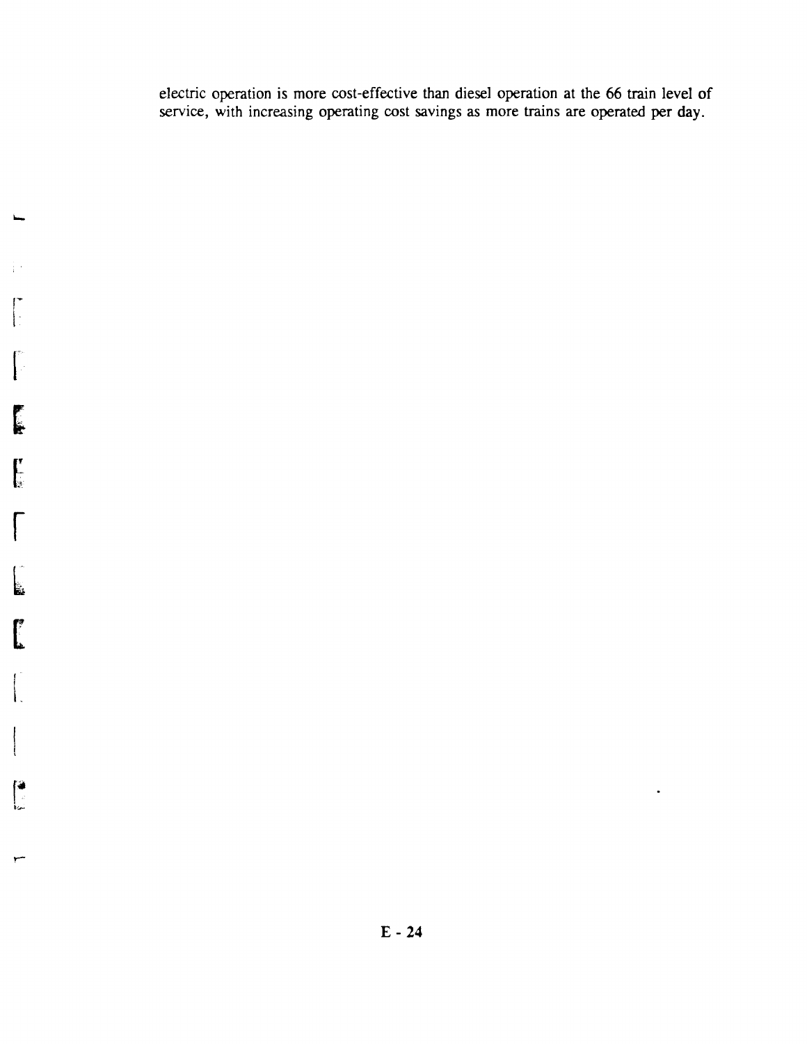electric operation is more cost-effective than diesel operation at the 66 train level of service, with increasing operating cost savings as more trains are operated per day.